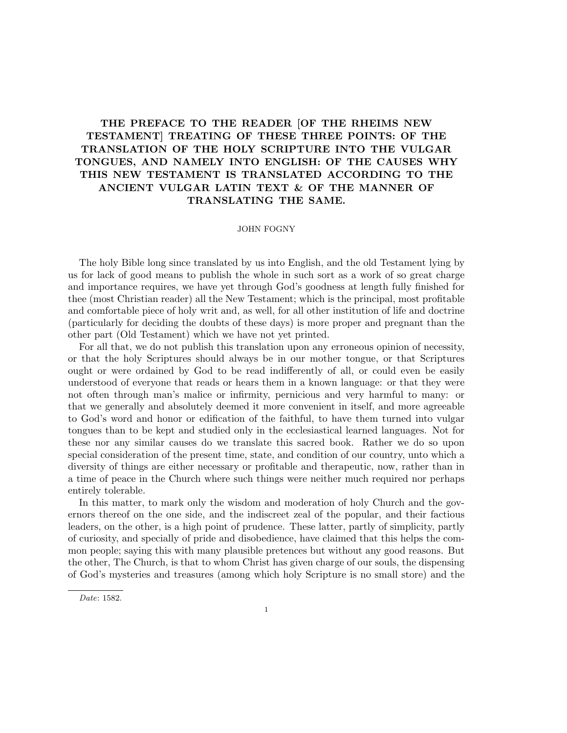# THE PREFACE TO THE READER [OF THE RHEIMS NEW TESTAMENT] TREATING OF THESE THREE POINTS: OF THE TRANSLATION OF THE HOLY SCRIPTURE INTO THE VULGAR TONGUES, AND NAMELY INTO ENGLISH: OF THE CAUSES WHY THIS NEW TESTAMENT IS TRANSLATED ACCORDING TO THE ANCIENT VULGAR LATIN TEXT & OF THE MANNER OF TRANSLATING THE SAME.

JOHN FOGNY

The holy Bible long since translated by us into English, and the old Testament lying by us for lack of good means to publish the whole in such sort as a work of so great charge and importance requires, we have yet through God's goodness at length fully finished for thee (most Christian reader) all the New Testament; which is the principal, most profitable and comfortable piece of holy writ and, as well, for all other institution of life and doctrine (particularly for deciding the doubts of these days) is more proper and pregnant than the other part (Old Testament) which we have not yet printed.

For all that, we do not publish this translation upon any erroneous opinion of necessity, or that the holy Scriptures should always be in our mother tongue, or that Scriptures ought or were ordained by God to be read indifferently of all, or could even be easily understood of everyone that reads or hears them in a known language: or that they were not often through man's malice or infirmity, pernicious and very harmful to many: or that we generally and absolutely deemed it more convenient in itself, and more agreeable to God's word and honor or edification of the faithful, to have them turned into vulgar tongues than to be kept and studied only in the ecclesiastical learned languages. Not for these nor any similar causes do we translate this sacred book. Rather we do so upon special consideration of the present time, state, and condition of our country, unto which a diversity of things are either necessary or profitable and therapeutic, now, rather than in a time of peace in the Church where such things were neither much required nor perhaps entirely tolerable.

In this matter, to mark only the wisdom and moderation of holy Church and the governors thereof on the one side, and the indiscreet zeal of the popular, and their factious leaders, on the other, is a high point of prudence. These latter, partly of simplicity, partly of curiosity, and specially of pride and disobedience, have claimed that this helps the common people; saying this with many plausible pretences but without any good reasons. But the other, The Church, is that to whom Christ has given charge of our souls, the dispensing of God's mysteries and treasures (among which holy Scripture is no small store) and the

*Date*: 1582.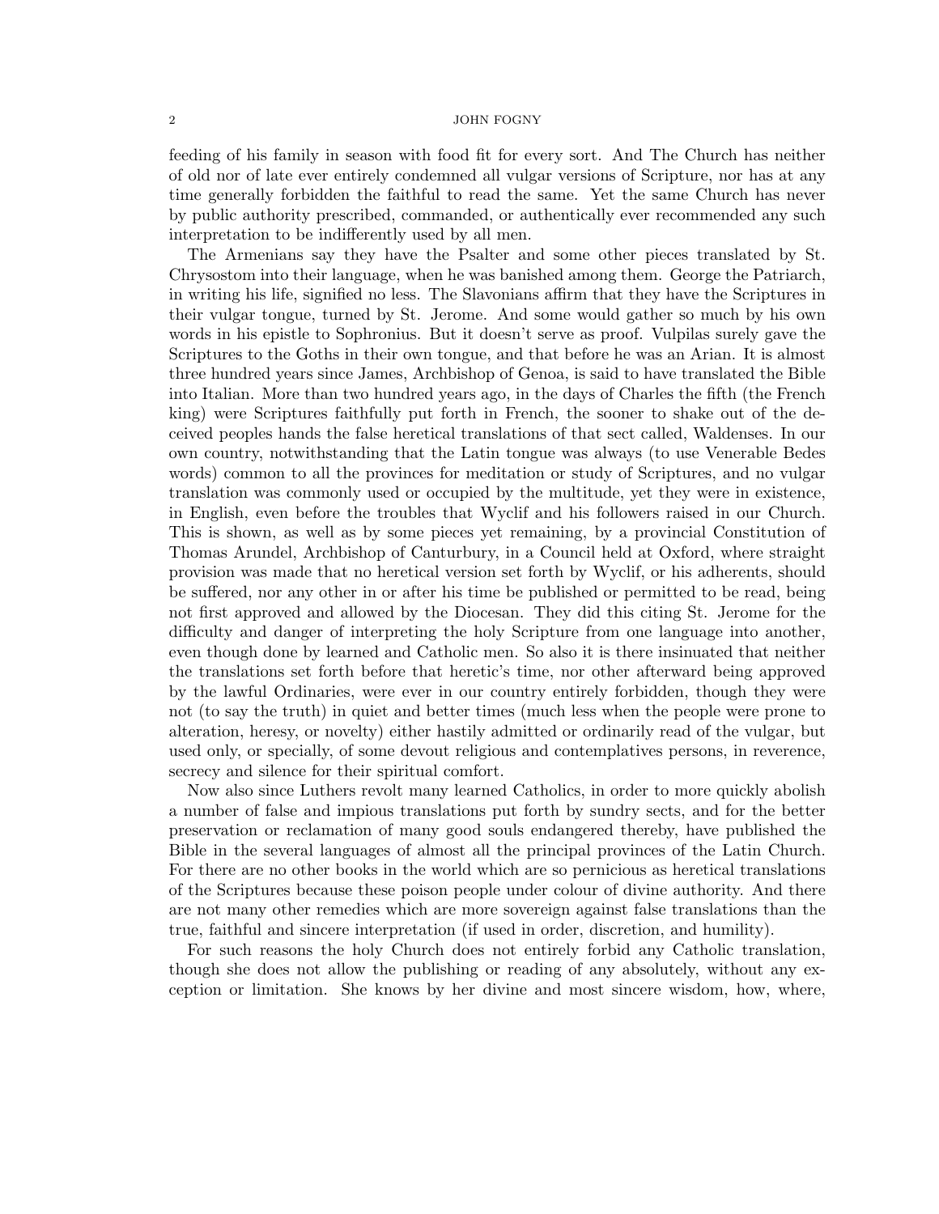feeding of his family in season with food fit for every sort. And The Church has neither of old nor of late ever entirely condemned all vulgar versions of Scripture, nor has at any time generally forbidden the faithful to read the same. Yet the same Church has never by public authority prescribed, commanded, or authentically ever recommended any such interpretation to be indifferently used by all men.

The Armenians say they have the Psalter and some other pieces translated by St. Chrysostom into their language, when he was banished among them. George the Patriarch, in writing his life, signified no less. The Slavonians affirm that they have the Scriptures in their vulgar tongue, turned by St. Jerome. And some would gather so much by his own words in his epistle to Sophronius. But it doesn't serve as proof. Vulpilas surely gave the Scriptures to the Goths in their own tongue, and that before he was an Arian. It is almost three hundred years since James, Archbishop of Genoa, is said to have translated the Bible into Italian. More than two hundred years ago, in the days of Charles the fifth (the French king) were Scriptures faithfully put forth in French, the sooner to shake out of the deceived peoples hands the false heretical translations of that sect called, Waldenses. In our own country, notwithstanding that the Latin tongue was always (to use Venerable Bedes words) common to all the provinces for meditation or study of Scriptures, and no vulgar translation was commonly used or occupied by the multitude, yet they were in existence, in English, even before the troubles that Wyclif and his followers raised in our Church. This is shown, as well as by some pieces yet remaining, by a provincial Constitution of Thomas Arundel, Archbishop of Canturbury, in a Council held at Oxford, where straight provision was made that no heretical version set forth by Wyclif, or his adherents, should be suffered, nor any other in or after his time be published or permitted to be read, being not first approved and allowed by the Diocesan. They did this citing St. Jerome for the difficulty and danger of interpreting the holy Scripture from one language into another, even though done by learned and Catholic men. So also it is there insinuated that neither the translations set forth before that heretic's time, nor other afterward being approved by the lawful Ordinaries, were ever in our country entirely forbidden, though they were not (to say the truth) in quiet and better times (much less when the people were prone to alteration, heresy, or novelty) either hastily admitted or ordinarily read of the vulgar, but used only, or specially, of some devout religious and contemplatives persons, in reverence, secrecy and silence for their spiritual comfort.

Now also since Luthers revolt many learned Catholics, in order to more quickly abolish a number of false and impious translations put forth by sundry sects, and for the better preservation or reclamation of many good souls endangered thereby, have published the Bible in the several languages of almost all the principal provinces of the Latin Church. For there are no other books in the world which are so pernicious as heretical translations of the Scriptures because these poison people under colour of divine authority. And there are not many other remedies which are more sovereign against false translations than the true, faithful and sincere interpretation (if used in order, discretion, and humility).

For such reasons the holy Church does not entirely forbid any Catholic translation, though she does not allow the publishing or reading of any absolutely, without any exception or limitation. She knows by her divine and most sincere wisdom, how, where,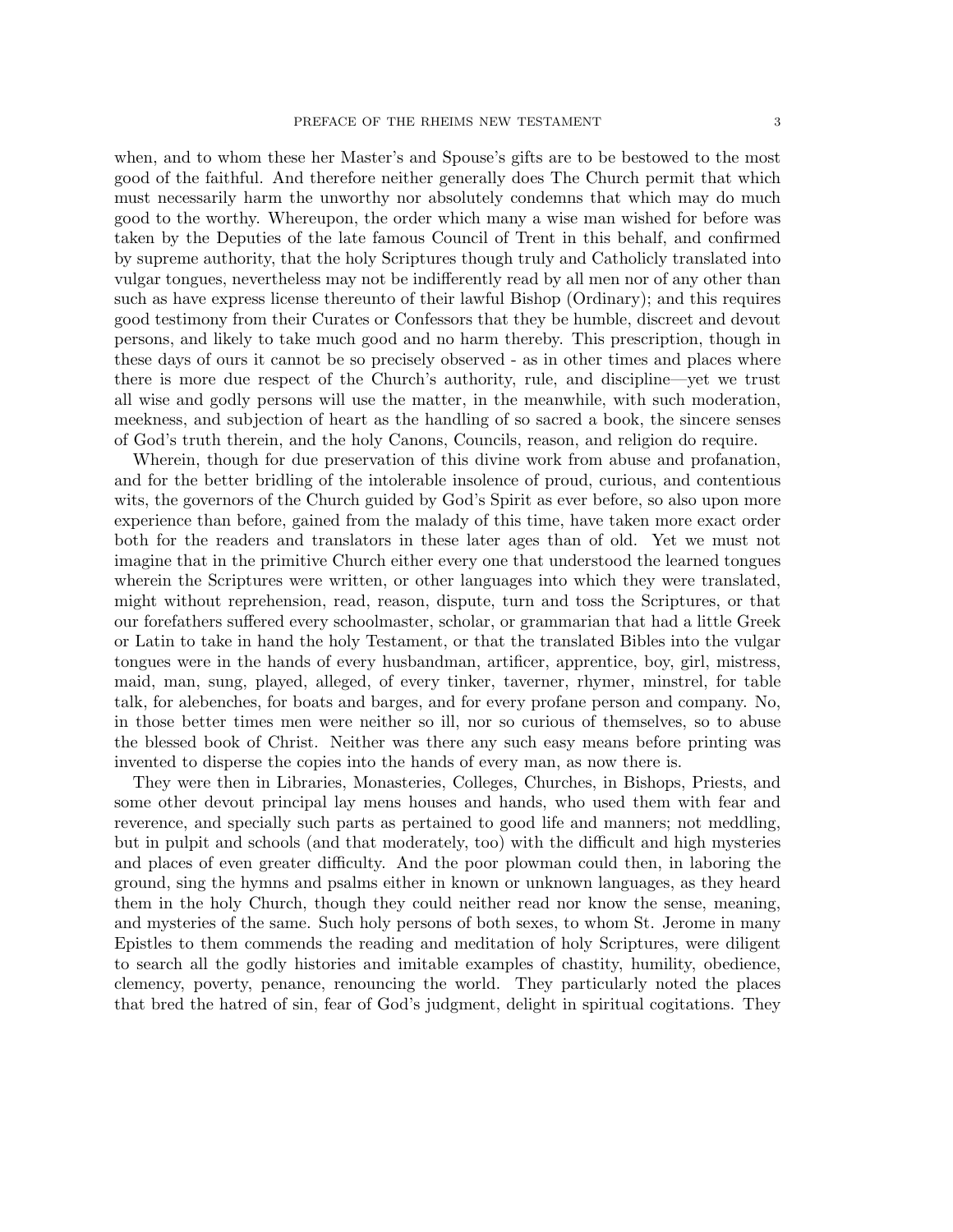when, and to whom these her Master's and Spouse's gifts are to be bestowed to the most good of the faithful. And therefore neither generally does The Church permit that which must necessarily harm the unworthy nor absolutely condemns that which may do much good to the worthy. Whereupon, the order which many a wise man wished for before was taken by the Deputies of the late famous Council of Trent in this behalf, and confirmed by supreme authority, that the holy Scriptures though truly and Catholicly translated into vulgar tongues, nevertheless may not be indifferently read by all men nor of any other than such as have express license thereunto of their lawful Bishop (Ordinary); and this requires good testimony from their Curates or Confessors that they be humble, discreet and devout persons, and likely to take much good and no harm thereby. This prescription, though in these days of ours it cannot be so precisely observed - as in other times and places where there is more due respect of the Church's authority, rule, and discipline—yet we trust all wise and godly persons will use the matter, in the meanwhile, with such moderation, meekness, and subjection of heart as the handling of so sacred a book, the sincere senses of God's truth therein, and the holy Canons, Councils, reason, and religion do require.

Wherein, though for due preservation of this divine work from abuse and profanation, and for the better bridling of the intolerable insolence of proud, curious, and contentious wits, the governors of the Church guided by God's Spirit as ever before, so also upon more experience than before, gained from the malady of this time, have taken more exact order both for the readers and translators in these later ages than of old. Yet we must not imagine that in the primitive Church either every one that understood the learned tongues wherein the Scriptures were written, or other languages into which they were translated, might without reprehension, read, reason, dispute, turn and toss the Scriptures, or that our forefathers suffered every schoolmaster, scholar, or grammarian that had a little Greek or Latin to take in hand the holy Testament, or that the translated Bibles into the vulgar tongues were in the hands of every husbandman, artificer, apprentice, boy, girl, mistress, maid, man, sung, played, alleged, of every tinker, taverner, rhymer, minstrel, for table talk, for alebenches, for boats and barges, and for every profane person and company. No, in those better times men were neither so ill, nor so curious of themselves, so to abuse the blessed book of Christ. Neither was there any such easy means before printing was invented to disperse the copies into the hands of every man, as now there is.

They were then in Libraries, Monasteries, Colleges, Churches, in Bishops, Priests, and some other devout principal lay mens houses and hands, who used them with fear and reverence, and specially such parts as pertained to good life and manners; not meddling, but in pulpit and schools (and that moderately, too) with the difficult and high mysteries and places of even greater difficulty. And the poor plowman could then, in laboring the ground, sing the hymns and psalms either in known or unknown languages, as they heard them in the holy Church, though they could neither read nor know the sense, meaning, and mysteries of the same. Such holy persons of both sexes, to whom St. Jerome in many Epistles to them commends the reading and meditation of holy Scriptures, were diligent to search all the godly histories and imitable examples of chastity, humility, obedience, clemency, poverty, penance, renouncing the world. They particularly noted the places that bred the hatred of sin, fear of God's judgment, delight in spiritual cogitations. They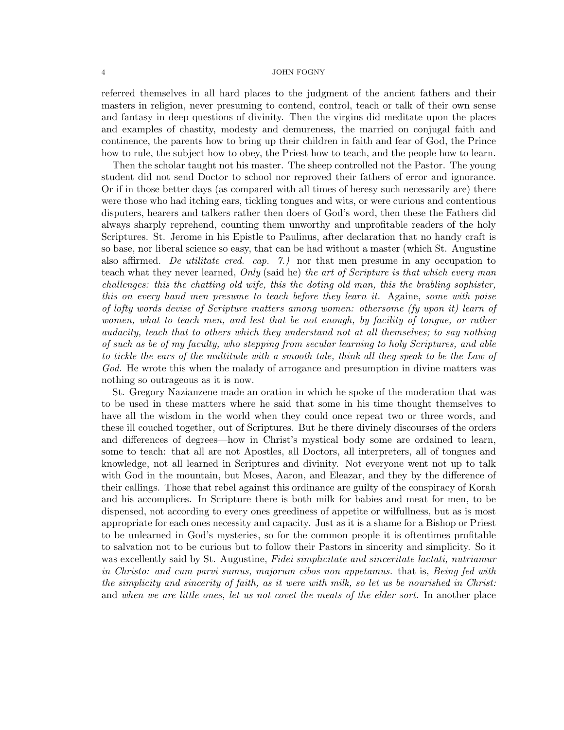referred themselves in all hard places to the judgment of the ancient fathers and their masters in religion, never presuming to contend, control, teach or talk of their own sense and fantasy in deep questions of divinity. Then the virgins did meditate upon the places and examples of chastity, modesty and demureness, the married on conjugal faith and continence, the parents how to bring up their children in faith and fear of God, the Prince how to rule, the subject how to obey, the Priest how to teach, and the people how to learn.

Then the scholar taught not his master. The sheep controlled not the Pastor. The young student did not send Doctor to school nor reproved their fathers of error and ignorance. Or if in those better days (as compared with all times of heresy such necessarily are) there were those who had itching ears, tickling tongues and wits, or were curious and contentious disputers, hearers and talkers rather then doers of God's word, then these the Fathers did always sharply reprehend, counting them unworthy and unprofitable readers of the holy Scriptures. St. Jerome in his Epistle to Paulinus, after declaration that no handy craft is so base, nor liberal science so easy, that can be had without a master (which St. Augustine also affirmed. *De utilitate cred. cap. 7.)* nor that men presume in any occupation to teach what they never learned, *Only* (said he) *the art of Scripture is that which every man challenges: this the chatting old wife, this the doting old man, this the brabling sophister, this on every hand men presume to teach before they learn it.* Againe, *some with poise of lofty words devise of Scripture matters among women: othersome (fy upon it) learn of women, what to teach men, and lest that be not enough, by facility of tongue, or rather audacity, teach that to others which they understand not at all themselves; to say nothing of such as be of my faculty, who stepping from secular learning to holy Scriptures, and able to tickle the ears of the multitude with a smooth tale, think all they speak to be the Law of God.* He wrote this when the malady of arrogance and presumption in divine matters was nothing so outrageous as it is now.

St. Gregory Nazianzene made an oration in which he spoke of the moderation that was to be used in these matters where he said that some in his time thought themselves to have all the wisdom in the world when they could once repeat two or three words, and these ill couched together, out of Scriptures. But he there divinely discourses of the orders and differences of degrees—how in Christ's mystical body some are ordained to learn, some to teach: that all are not Apostles, all Doctors, all interpreters, all of tongues and knowledge, not all learned in Scriptures and divinity. Not everyone went not up to talk with God in the mountain, but Moses, Aaron, and Eleazar, and they by the difference of their callings. Those that rebel against this ordinance are guilty of the conspiracy of Korah and his accomplices. In Scripture there is both milk for babies and meat for men, to be dispensed, not according to every ones greediness of appetite or wilfullness, but as is most appropriate for each ones necessity and capacity. Just as it is a shame for a Bishop or Priest to be unlearned in God's mysteries, so for the common people it is oftentimes profitable to salvation not to be curious but to follow their Pastors in sincerity and simplicity. So it was excellently said by St. Augustine, *Fidei simplicitate and sinceritate lactati, nutriamur in Christo: and cum parvi sumus, majorum cibos non appetamus.* that is, *Being fed with the simplicity and sincerity of faith, as it were with milk, so let us be nourished in Christ:* and *when we are little ones, let us not covet the meats of the elder sort.* In another place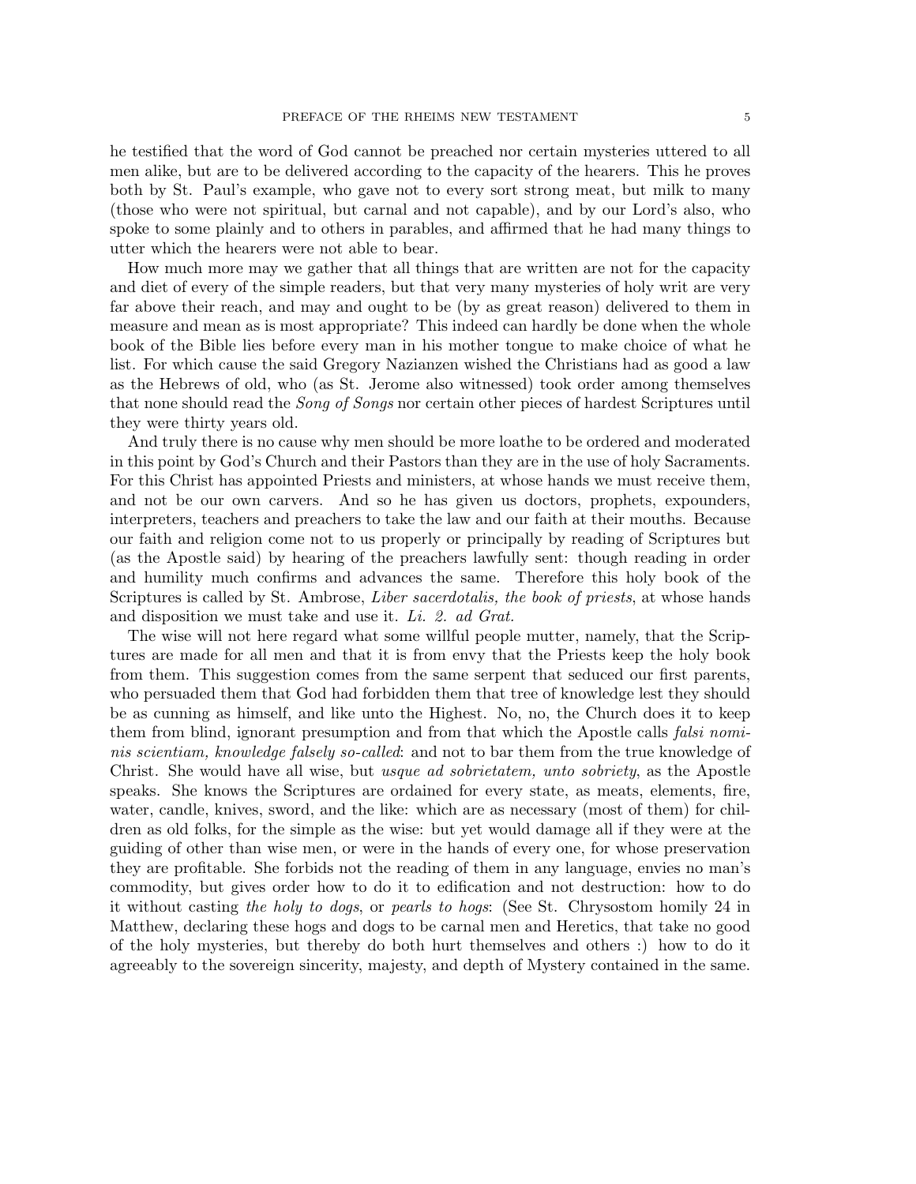he testified that the word of God cannot be preached nor certain mysteries uttered to all men alike, but are to be delivered according to the capacity of the hearers. This he proves both by St. Paul's example, who gave not to every sort strong meat, but milk to many (those who were not spiritual, but carnal and not capable), and by our Lord's also, who spoke to some plainly and to others in parables, and affirmed that he had many things to utter which the hearers were not able to bear.

How much more may we gather that all things that are written are not for the capacity and diet of every of the simple readers, but that very many mysteries of holy writ are very far above their reach, and may and ought to be (by as great reason) delivered to them in measure and mean as is most appropriate? This indeed can hardly be done when the whole book of the Bible lies before every man in his mother tongue to make choice of what he list. For which cause the said Gregory Nazianzen wished the Christians had as good a law as the Hebrews of old, who (as St. Jerome also witnessed) took order among themselves that none should read the *Song of Songs* nor certain other pieces of hardest Scriptures until they were thirty years old.

And truly there is no cause why men should be more loathe to be ordered and moderated in this point by God's Church and their Pastors than they are in the use of holy Sacraments. For this Christ has appointed Priests and ministers, at whose hands we must receive them, and not be our own carvers. And so he has given us doctors, prophets, expounders, interpreters, teachers and preachers to take the law and our faith at their mouths. Because our faith and religion come not to us properly or principally by reading of Scriptures but (as the Apostle said) by hearing of the preachers lawfully sent: though reading in order and humility much confirms and advances the same. Therefore this holy book of the Scriptures is called by St. Ambrose, *Liber sacerdotalis, the book of priests*, at whose hands and disposition we must take and use it. *Li. 2. ad Grat.*

The wise will not here regard what some willful people mutter, namely, that the Scriptures are made for all men and that it is from envy that the Priests keep the holy book from them. This suggestion comes from the same serpent that seduced our first parents, who persuaded them that God had forbidden them that tree of knowledge lest they should be as cunning as himself, and like unto the Highest. No, no, the Church does it to keep them from blind, ignorant presumption and from that which the Apostle calls *falsi nominis scientiam, knowledge falsely so-called*: and not to bar them from the true knowledge of Christ. She would have all wise, but *usque ad sobrietatem, unto sobriety*, as the Apostle speaks. She knows the Scriptures are ordained for every state, as meats, elements, fire, water, candle, knives, sword, and the like: which are as necessary (most of them) for children as old folks, for the simple as the wise: but yet would damage all if they were at the guiding of other than wise men, or were in the hands of every one, for whose preservation they are profitable. She forbids not the reading of them in any language, envies no man's commodity, but gives order how to do it to edification and not destruction: how to do it without casting *the holy to dogs*, or *pearls to hogs*: (See St. Chrysostom homily 24 in Matthew, declaring these hogs and dogs to be carnal men and Heretics, that take no good of the holy mysteries, but thereby do both hurt themselves and others :) how to do it agreeably to the sovereign sincerity, majesty, and depth of Mystery contained in the same.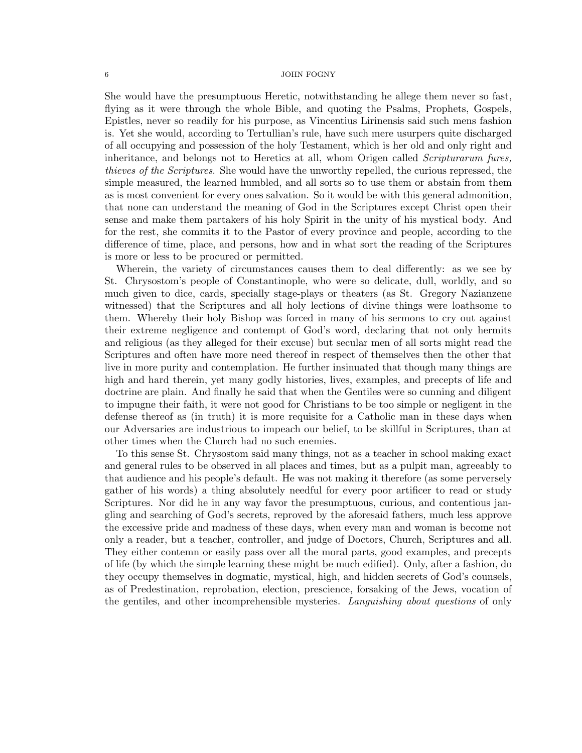She would have the presumptuous Heretic, notwithstanding he allege them never so fast, flying as it were through the whole Bible, and quoting the Psalms, Prophets, Gospels, Epistles, never so readily for his purpose, as Vincentius Lirinensis said such mens fashion is. Yet she would, according to Tertullian's rule, have such mere usurpers quite discharged of all occupying and possession of the holy Testament, which is her old and only right and inheritance, and belongs not to Heretics at all, whom Origen called *Scripturarum fures, thieves of the Scriptures*. She would have the unworthy repelled, the curious repressed, the simple measured, the learned humbled, and all sorts so to use them or abstain from them as is most convenient for every ones salvation. So it would be with this general admonition, that none can understand the meaning of God in the Scriptures except Christ open their sense and make them partakers of his holy Spirit in the unity of his mystical body. And for the rest, she commits it to the Pastor of every province and people, according to the difference of time, place, and persons, how and in what sort the reading of the Scriptures is more or less to be procured or permitted.

Wherein, the variety of circumstances causes them to deal differently: as we see by St. Chrysostom's people of Constantinople, who were so delicate, dull, worldly, and so much given to dice, cards, specially stage-plays or theaters (as St. Gregory Nazianzene witnessed) that the Scriptures and all holy lections of divine things were loathsome to them. Whereby their holy Bishop was forced in many of his sermons to cry out against their extreme negligence and contempt of God's word, declaring that not only hermits and religious (as they alleged for their excuse) but secular men of all sorts might read the Scriptures and often have more need thereof in respect of themselves then the other that live in more purity and contemplation. He further insinuated that though many things are high and hard therein, yet many godly histories, lives, examples, and precepts of life and doctrine are plain. And finally he said that when the Gentiles were so cunning and diligent to impugne their faith, it were not good for Christians to be too simple or negligent in the defense thereof as (in truth) it is more requisite for a Catholic man in these days when our Adversaries are industrious to impeach our belief, to be skillful in Scriptures, than at other times when the Church had no such enemies.

To this sense St. Chrysostom said many things, not as a teacher in school making exact and general rules to be observed in all places and times, but as a pulpit man, agreeably to that audience and his people's default. He was not making it therefore (as some perversely gather of his words) a thing absolutely needful for every poor artificer to read or study Scriptures. Nor did he in any way favor the presumptuous, curious, and contentious jangling and searching of God's secrets, reproved by the aforesaid fathers, much less approve the excessive pride and madness of these days, when every man and woman is become not only a reader, but a teacher, controller, and judge of Doctors, Church, Scriptures and all. They either contemn or easily pass over all the moral parts, good examples, and precepts of life (by which the simple learning these might be much edified). Only, after a fashion, do they occupy themselves in dogmatic, mystical, high, and hidden secrets of God's counsels, as of Predestination, reprobation, election, prescience, forsaking of the Jews, vocation of the gentiles, and other incomprehensible mysteries. *Languishing about questions* of only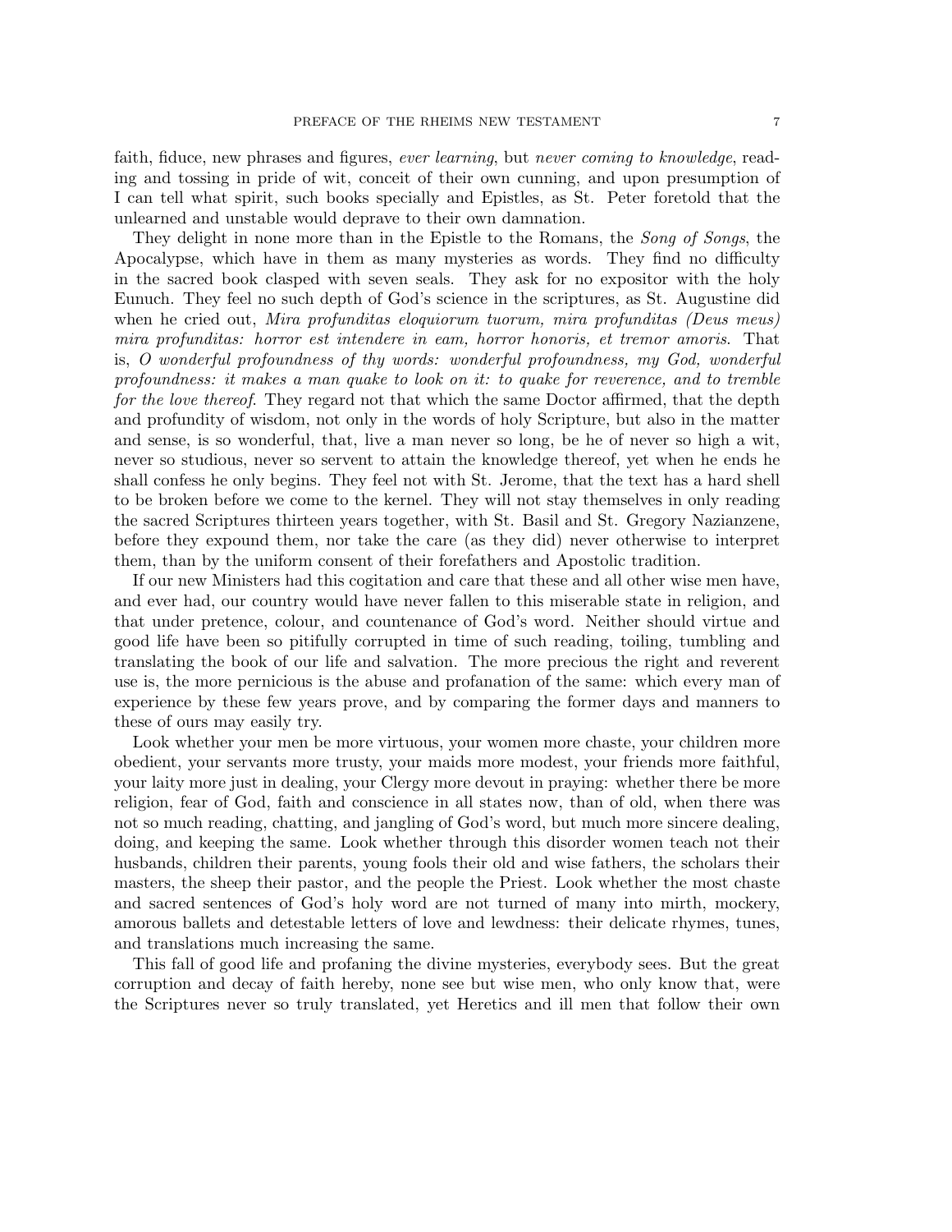faith, fiduce, new phrases and figures, *ever learning*, but *never coming to knowledge*, reading and tossing in pride of wit, conceit of their own cunning, and upon presumption of I can tell what spirit, such books specially and Epistles, as St. Peter foretold that the unlearned and unstable would deprave to their own damnation.

They delight in none more than in the Epistle to the Romans, the *Song of Songs*, the Apocalypse, which have in them as many mysteries as words. They find no difficulty in the sacred book clasped with seven seals. They ask for no expositor with the holy Eunuch. They feel no such depth of God's science in the scriptures, as St. Augustine did when he cried out, *Mira profunditas eloquiorum tuorum, mira profunditas (Deus meus) mira profunditas: horror est intendere in eam, horror honoris, et tremor amoris*. That is, *O wonderful profoundness of thy words: wonderful profoundness, my God, wonderful profoundness: it makes a man quake to look on it: to quake for reverence, and to tremble for the love thereof*. They regard not that which the same Doctor affirmed, that the depth and profundity of wisdom, not only in the words of holy Scripture, but also in the matter and sense, is so wonderful, that, live a man never so long, be he of never so high a wit, never so studious, never so servent to attain the knowledge thereof, yet when he ends he shall confess he only begins. They feel not with St. Jerome, that the text has a hard shell to be broken before we come to the kernel. They will not stay themselves in only reading the sacred Scriptures thirteen years together, with St. Basil and St. Gregory Nazianzene, before they expound them, nor take the care (as they did) never otherwise to interpret them, than by the uniform consent of their forefathers and Apostolic tradition.

If our new Ministers had this cogitation and care that these and all other wise men have, and ever had, our country would have never fallen to this miserable state in religion, and that under pretence, colour, and countenance of God's word. Neither should virtue and good life have been so pitifully corrupted in time of such reading, toiling, tumbling and translating the book of our life and salvation. The more precious the right and reverent use is, the more pernicious is the abuse and profanation of the same: which every man of experience by these few years prove, and by comparing the former days and manners to these of ours may easily try.

Look whether your men be more virtuous, your women more chaste, your children more obedient, your servants more trusty, your maids more modest, your friends more faithful, your laity more just in dealing, your Clergy more devout in praying: whether there be more religion, fear of God, faith and conscience in all states now, than of old, when there was not so much reading, chatting, and jangling of God's word, but much more sincere dealing, doing, and keeping the same. Look whether through this disorder women teach not their husbands, children their parents, young fools their old and wise fathers, the scholars their masters, the sheep their pastor, and the people the Priest. Look whether the most chaste and sacred sentences of God's holy word are not turned of many into mirth, mockery, amorous ballets and detestable letters of love and lewdness: their delicate rhymes, tunes, and translations much increasing the same.

This fall of good life and profaning the divine mysteries, everybody sees. But the great corruption and decay of faith hereby, none see but wise men, who only know that, were the Scriptures never so truly translated, yet Heretics and ill men that follow their own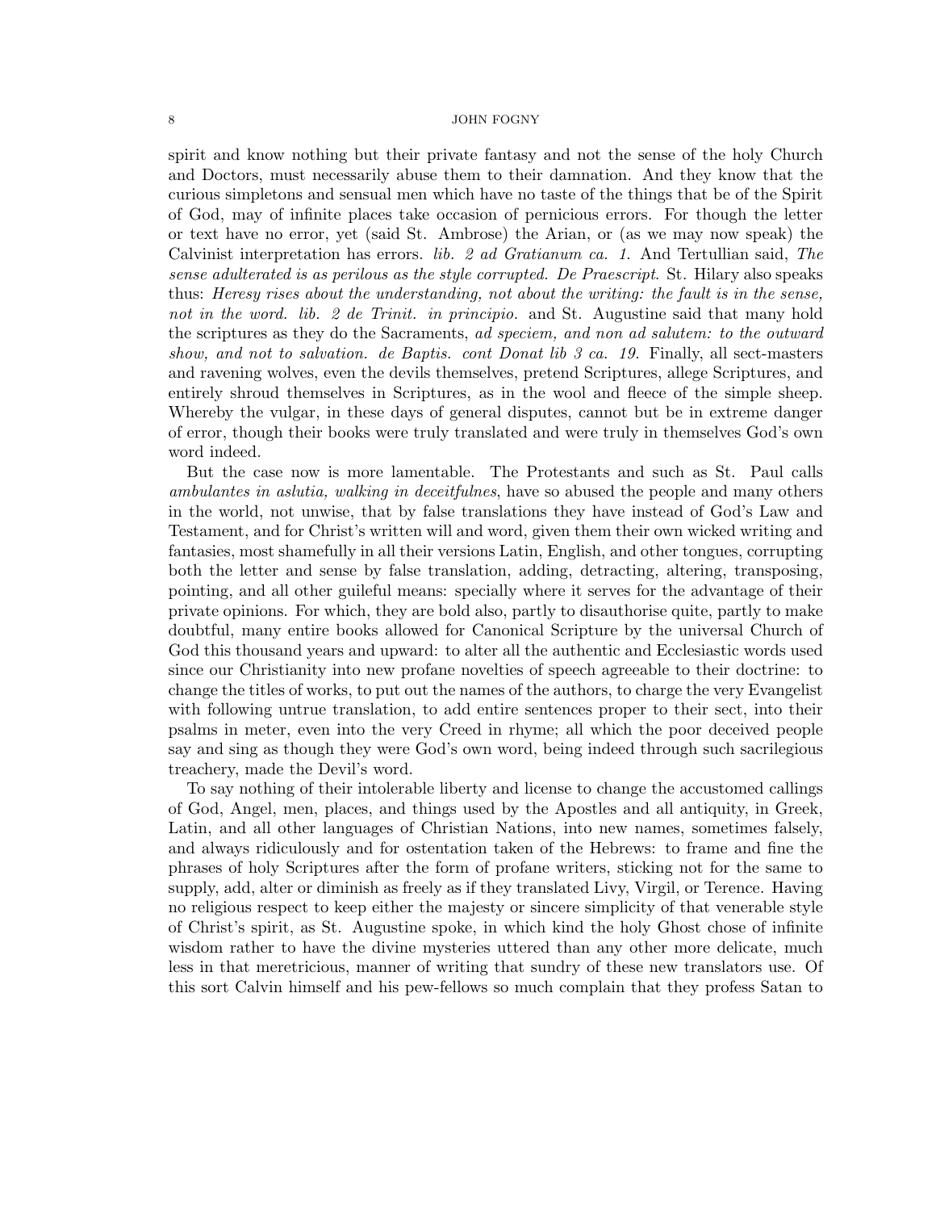spirit and know nothing but their private fantasy and not the sense of the holy Church and Doctors, must necessarily abuse them to their damnation. And they know that the curious simpletons and sensual men which have no taste of the things that be of the Spirit of God, may of infinite places take occasion of pernicious errors. For though the letter or text have no error, yet (said St. Ambrose) the Arian, or (as we may now speak) the Calvinist interpretation has errors. *lib. 2 ad Gratianum ca. 1.* And Tertullian said, *The sense adulterated is as perilous as the style corrupted. De Praescript.* St. Hilary also speaks thus: *Heresy rises about the understanding, not about the writing: the fault is in the sense, not in the word. lib. 2 de Trinit. in principio.* and St. Augustine said that many hold the scriptures as they do the Sacraments, *ad speciem, and non ad salutem: to the outward show, and not to salvation. de Baptis. cont Donat lib 3 ca. 19.* Finally, all sect-masters and ravening wolves, even the devils themselves, pretend Scriptures, allege Scriptures, and entirely shroud themselves in Scriptures, as in the wool and fleece of the simple sheep. Whereby the vulgar, in these days of general disputes, cannot but be in extreme danger of error, though their books were truly translated and were truly in themselves God's own word indeed.

But the case now is more lamentable. The Protestants and such as St. Paul calls *ambulantes in aslutia, walking in deceitfulnes*, have so abused the people and many others in the world, not unwise, that by false translations they have instead of God's Law and Testament, and for Christ's written will and word, given them their own wicked writing and fantasies, most shamefully in all their versions Latin, English, and other tongues, corrupting both the letter and sense by false translation, adding, detracting, altering, transposing, pointing, and all other guileful means: specially where it serves for the advantage of their private opinions. For which, they are bold also, partly to disauthorise quite, partly to make doubtful, many entire books allowed for Canonical Scripture by the universal Church of God this thousand years and upward: to alter all the authentic and Ecclesiastic words used since our Christianity into new profane novelties of speech agreeable to their doctrine: to change the titles of works, to put out the names of the authors, to charge the very Evangelist with following untrue translation, to add entire sentences proper to their sect, into their psalms in meter, even into the very Creed in rhyme; all which the poor deceived people say and sing as though they were God's own word, being indeed through such sacrilegious treachery, made the Devil's word.

To say nothing of their intolerable liberty and license to change the accustomed callings of God, Angel, men, places, and things used by the Apostles and all antiquity, in Greek, Latin, and all other languages of Christian Nations, into new names, sometimes falsely, and always ridiculously and for ostentation taken of the Hebrews: to frame and fine the phrases of holy Scriptures after the form of profane writers, sticking not for the same to supply, add, alter or diminish as freely as if they translated Livy, Virgil, or Terence. Having no religious respect to keep either the majesty or sincere simplicity of that venerable style of Christ's spirit, as St. Augustine spoke, in which kind the holy Ghost chose of infinite wisdom rather to have the divine mysteries uttered than any other more delicate, much less in that meretricious, manner of writing that sundry of these new translators use. Of this sort Calvin himself and his pew-fellows so much complain that they profess Satan to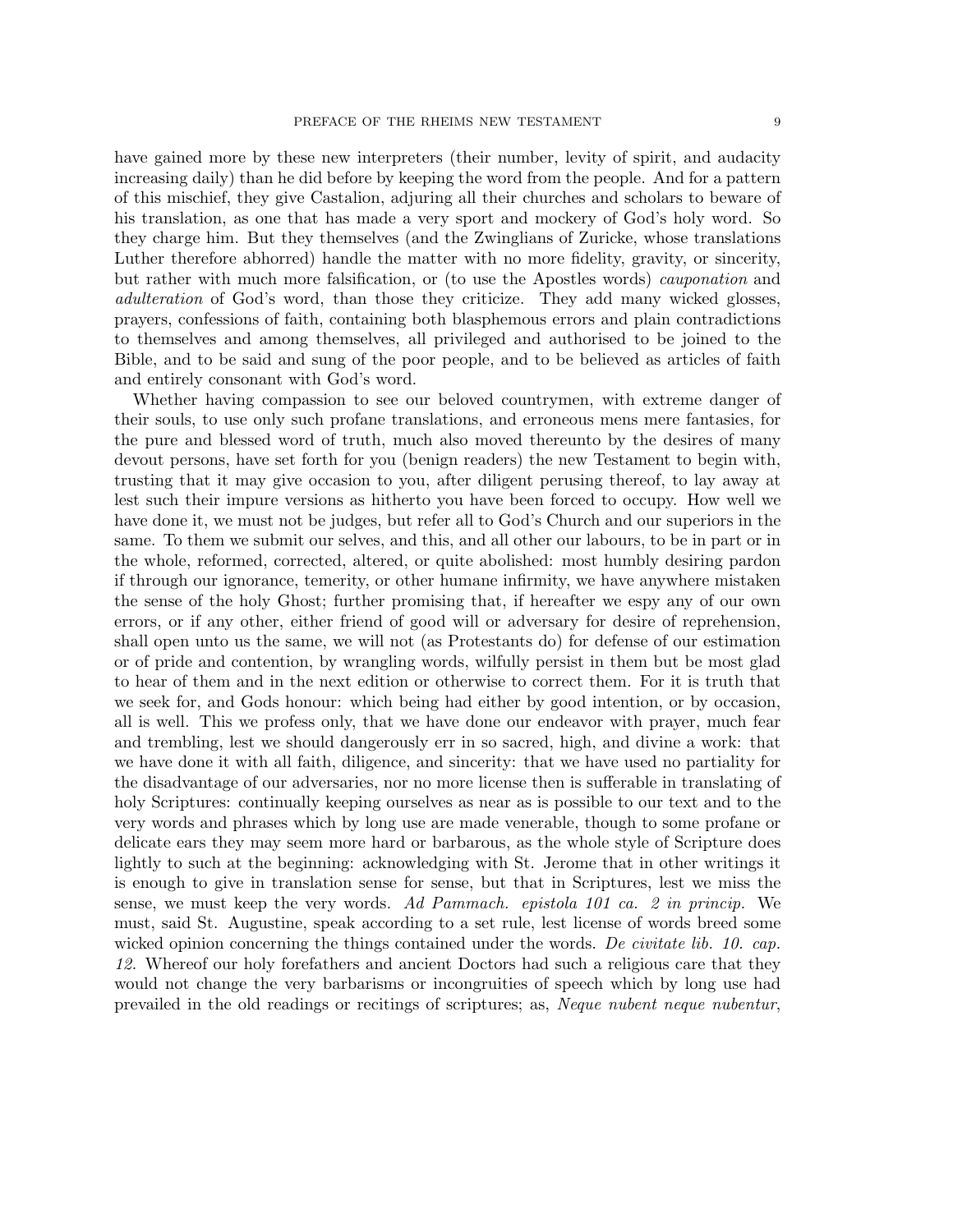have gained more by these new interpreters (their number, levity of spirit, and audacity increasing daily) than he did before by keeping the word from the people. And for a pattern of this mischief, they give Castalion, adjuring all their churches and scholars to beware of his translation, as one that has made a very sport and mockery of God's holy word. So they charge him. But they themselves (and the Zwinglians of Zuricke, whose translations Luther therefore abhorred) handle the matter with no more fidelity, gravity, or sincerity, but rather with much more falsification, or (to use the Apostles words) *cauponation* and *adulteration* of God's word, than those they criticize. They add many wicked glosses, prayers, confessions of faith, containing both blasphemous errors and plain contradictions to themselves and among themselves, all privileged and authorised to be joined to the Bible, and to be said and sung of the poor people, and to be believed as articles of faith and entirely consonant with God's word.

Whether having compassion to see our beloved countrymen, with extreme danger of their souls, to use only such profane translations, and erroneous mens mere fantasies, for the pure and blessed word of truth, much also moved thereunto by the desires of many devout persons, have set forth for you (benign readers) the new Testament to begin with, trusting that it may give occasion to you, after diligent perusing thereof, to lay away at lest such their impure versions as hitherto you have been forced to occupy. How well we have done it, we must not be judges, but refer all to God's Church and our superiors in the same. To them we submit our selves, and this, and all other our labours, to be in part or in the whole, reformed, corrected, altered, or quite abolished: most humbly desiring pardon if through our ignorance, temerity, or other humane infirmity, we have anywhere mistaken the sense of the holy Ghost; further promising that, if hereafter we espy any of our own errors, or if any other, either friend of good will or adversary for desire of reprehension, shall open unto us the same, we will not (as Protestants do) for defense of our estimation or of pride and contention, by wrangling words, wilfully persist in them but be most glad to hear of them and in the next edition or otherwise to correct them. For it is truth that we seek for, and Gods honour: which being had either by good intention, or by occasion, all is well. This we profess only, that we have done our endeavor with prayer, much fear and trembling, lest we should dangerously err in so sacred, high, and divine a work: that we have done it with all faith, diligence, and sincerity: that we have used no partiality for the disadvantage of our adversaries, nor no more license then is sufferable in translating of holy Scriptures: continually keeping ourselves as near as is possible to our text and to the very words and phrases which by long use are made venerable, though to some profane or delicate ears they may seem more hard or barbarous, as the whole style of Scripture does lightly to such at the beginning: acknowledging with St. Jerome that in other writings it is enough to give in translation sense for sense, but that in Scriptures, lest we miss the sense, we must keep the very words. *Ad Pammach. epistola 101 ca. 2 in princip.* We must, said St. Augustine, speak according to a set rule, lest license of words breed some wicked opinion concerning the things contained under the words. *De civitate lib. 10. cap. 12.* Whereof our holy forefathers and ancient Doctors had such a religious care that they would not change the very barbarisms or incongruities of speech which by long use had prevailed in the old readings or recitings of scriptures; as, *Neque nubent neque nubentur*,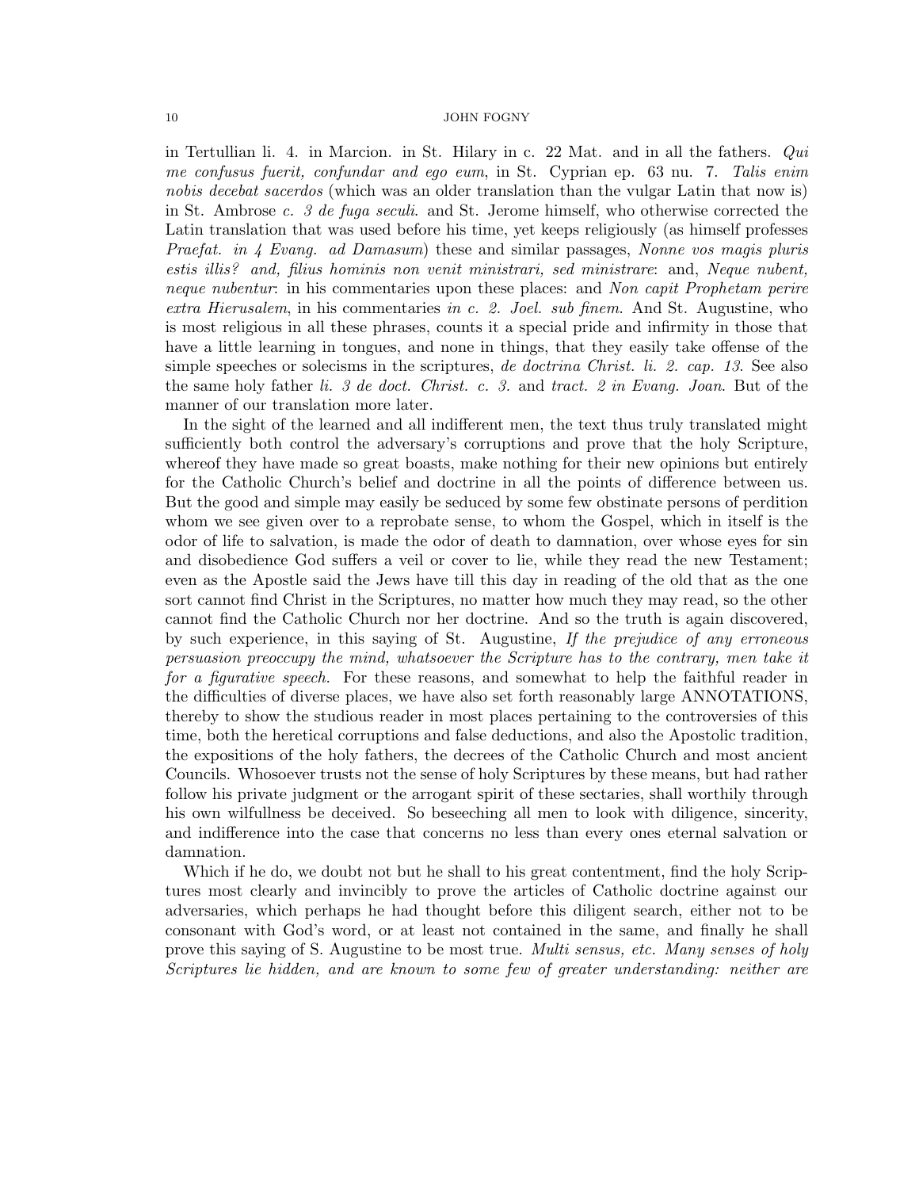in Tertullian li. 4. in Marcion. in St. Hilary in c. 22 Mat. and in all the fathers. *Qui me confusus fuerit, confundar and ego eum*, in St. Cyprian ep. 63 nu. 7. *Talis enim nobis decebat sacerdos* (which was an older translation than the vulgar Latin that now is) in St. Ambrose *c. 3 de fuga seculi*. and St. Jerome himself, who otherwise corrected the Latin translation that was used before his time, yet keeps religiously (as himself professes *Praefat. in 4 Evang. ad Damasum*) these and similar passages, *Nonne vos magis pluris estis illis? and, filius hominis non venit ministrari, sed ministrare*: and, *Neque nubent, neque nubentur*: in his commentaries upon these places: and *Non capit Prophetam perire extra Hierusalem*, in his commentaries *in c. 2. Joel. sub finem*. And St. Augustine, who is most religious in all these phrases, counts it a special pride and infirmity in those that have a little learning in tongues, and none in things, that they easily take offense of the simple speeches or solecisms in the scriptures, *de doctrina Christ. li. 2. cap. 13*. See also the same holy father *li. 3 de doct. Christ. c. 3.* and *tract. 2 in Evang. Joan*. But of the manner of our translation more later.

In the sight of the learned and all indifferent men, the text thus truly translated might sufficiently both control the adversary's corruptions and prove that the holy Scripture, whereof they have made so great boasts, make nothing for their new opinions but entirely for the Catholic Church's belief and doctrine in all the points of difference between us. But the good and simple may easily be seduced by some few obstinate persons of perdition whom we see given over to a reprobate sense, to whom the Gospel, which in itself is the odor of life to salvation, is made the odor of death to damnation, over whose eyes for sin and disobedience God suffers a veil or cover to lie, while they read the new Testament; even as the Apostle said the Jews have till this day in reading of the old that as the one sort cannot find Christ in the Scriptures, no matter how much they may read, so the other cannot find the Catholic Church nor her doctrine. And so the truth is again discovered, by such experience, in this saying of St. Augustine, *If the prejudice of any erroneous persuasion preoccupy the mind, whatsoever the Scripture has to the contrary, men take it for a figurative speech.* For these reasons, and somewhat to help the faithful reader in the difficulties of diverse places, we have also set forth reasonably large ANNOTATIONS, thereby to show the studious reader in most places pertaining to the controversies of this time, both the heretical corruptions and false deductions, and also the Apostolic tradition, the expositions of the holy fathers, the decrees of the Catholic Church and most ancient Councils. Whosoever trusts not the sense of holy Scriptures by these means, but had rather follow his private judgment or the arrogant spirit of these sectaries, shall worthily through his own wilfullness be deceived. So beseeching all men to look with diligence, sincerity, and indifference into the case that concerns no less than every ones eternal salvation or damnation.

Which if he do, we doubt not but he shall to his great contentment, find the holy Scriptures most clearly and invincibly to prove the articles of Catholic doctrine against our adversaries, which perhaps he had thought before this diligent search, either not to be consonant with God's word, or at least not contained in the same, and finally he shall prove this saying of S. Augustine to be most true. *Multi sensus, etc. Many senses of holy Scriptures lie hidden, and are known to some few of greater understanding: neither are*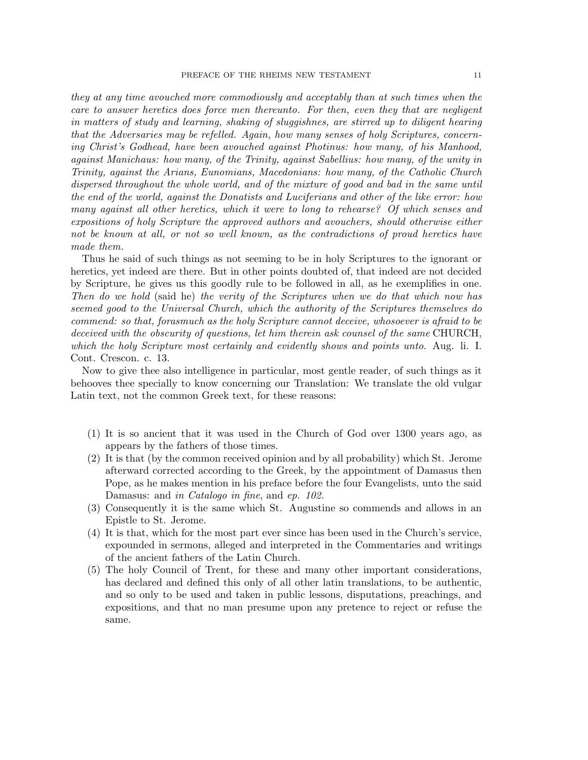*they at any time avouched more commodiously and acceptably than at such times when the care to answer heretics does force men thereunto. For then, even they that are negligent in matters of study and learning, shaking of sluggishnes, are stirred up to diligent hearing that the Adversaries may be refelled. Again, how many senses of holy Scriptures, concerning Christ's Godhead, have been avouched against Photinus: how many, of his Manhood, against Manichaus: how many, of the Trinity, against Sabellius: how many, of the unity in Trinity, against the Arians, Eunomians, Macedonians: how many, of the Catholic Church dispersed throughout the whole world, and of the mixture of good and bad in the same until the end of the world, against the Donatists and Luciferians and other of the like error: how many against all other heretics, which it were to long to rehearse? Of which senses and expositions of holy Scripture the approved authors and avouchers, should otherwise either not be known at all, or not so well known, as the contradictions of proud heretics have made them.*

Thus he said of such things as not seeming to be in holy Scriptures to the ignorant or heretics, yet indeed are there. But in other points doubted of, that indeed are not decided by Scripture, he gives us this goodly rule to be followed in all, as he exemplifies in one. *Then do we hold* (said he) *the verity of the Scriptures when we do that which now has seemed good to the Universal Church, which the authority of the Scriptures themselves do commend: so that, forasmuch as the holy Scripture cannot deceive, whosoever is afraid to be deceived with the obscurity of questions, let him therein ask counsel of the same* CHURCH, *which the holy Scripture most certainly and evidently shows and points unto.* Aug. li. I. Cont. Crescon. c. 13.

Now to give thee also intelligence in particular, most gentle reader, of such things as it behooves thee specially to know concerning our Translation: We translate the old vulgar Latin text, not the common Greek text, for these reasons:

1. It is so ancient that it was used in the Church of God over 1300 years ago, as appears by the fathers of those times.
2. It is that (by the common received opinion and by all probability) which St. Jerome afterward corrected according to the Greek, by the appointment of Damasus then Pope, as he makes mention in his preface before the four Evangelists, unto the said Damasus: and *in Catalogo in fine*, and *ep. 102.*
3. Consequently it is the same which St. Augustine so commends and allows in an Epistle to St. Jerome.
4. It is that, which for the most part ever since has been used in the Church's service, expounded in sermons, alleged and interpreted in the Commentaries and writings of the ancient fathers of the Latin Church.
5. The holy Council of Trent, for these and many other important considerations, has declared and defined this only of all other latin translations, to be authentic, and so only to be used and taken in public lessons, disputations, preachings, and expositions, and that no man presume upon any pretence to reject or refuse the same.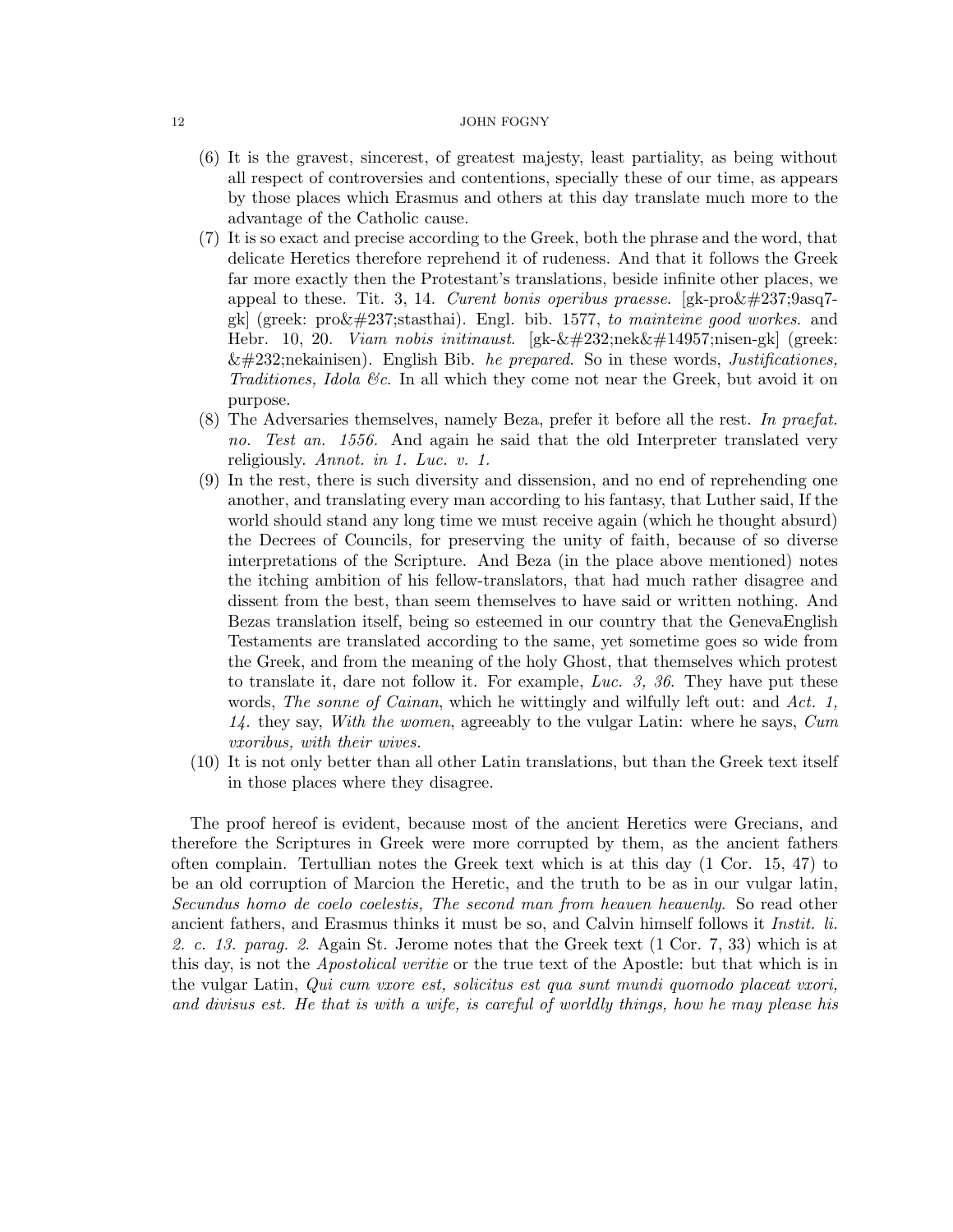(6) It is the gravest, sincerest, of greatest majesty, least partiality, as being without all respect of controversies and contentions, specially these of our time, as appears by those places which Erasmus and others at this day translate much more to the advantage of the Catholic cause.

(7) It is so exact and precise according to the Greek, both the phrase and the word, that delicate Heretics therefore reprehend it of rudeness. And that it follows the Greek far more exactly then the Protestant's translations, beside infinite other places, we appeal to these. Tit. 3, 14. *Curent bonis operibus praesse*. [gk-pro&#237;9asq7-gk] (greek: pro&#237;stasthai). Engl. bib. 1577, *to mainteine good workes*. and Hebr. 10, 20. *Viam nobis initinaust*. [gk-&#232;nek&#14957;nisen-gk] (greek: &#232;nekainisen). English Bib. *he prepared*. So in these words, *Justificationes, Traditiones, Idola &c*. In all which they come not near the Greek, but avoid it on purpose.

(8) The Adversaries themselves, namely Beza, prefer it before all the rest. *In praefat. no. Test an. 1556.* And again he said that the old Interpreter translated very religiously. *Annot. in 1. Luc. v. 1.*

(9) In the rest, there is such diversity and dissension, and no end of reprehending one another, and translating every man according to his fantasy, that Luther said, If the world should stand any long time we must receive again (which he thought absurd) the Decrees of Councils, for preserving the unity of faith, because of so diverse interpretations of the Scripture. And Beza (in the place above mentioned) notes the itching ambition of his fellow-translators, that had much rather disagree and dissent from the best, than seem themselves to have said or written nothing. And Bezas translation itself, being so esteemed in our country that the GenevaEnglish Testaments are translated according to the same, yet sometime goes so wide from the Greek, and from the meaning of the holy Ghost, that themselves which protest to translate it, dare not follow it. For example, *Luc. 3, 36*. They have put these words, *The sonne of Cainan*, which he wittingly and wilfully left out: and *Act. 1, 14*. they say, *With the women*, agreeably to the vulgar Latin: where he says, *Cum vxoribus, with their wives.*

(10) It is not only better than all other Latin translations, but than the Greek text itself in those places where they disagree.

The proof hereof is evident, because most of the ancient Heretics were Grecians, and therefore the Scriptures in Greek were more corrupted by them, as the ancient fathers often complain. Tertullian notes the Greek text which is at this day (1 Cor. 15, 47) to be an old corruption of Marcion the Heretic, and the truth to be as in our vulgar latin, *Secundus homo de coelo coelestis, The second man from heauen heauenly*. So read other ancient fathers, and Erasmus thinks it must be so, and Calvin himself follows it *Instit. li. 2. c. 13. parag. 2.* Again St. Jerome notes that the Greek text (1 Cor. 7, 33) which is at this day, is not the *Apostolical veritie* or the true text of the Apostle: but that which is in the vulgar Latin, *Qui cum vxore est, solicitus est qua sunt mundi quomodo placeat vxori, and divisus est. He that is with a wife, is careful of worldly things, how he may please his*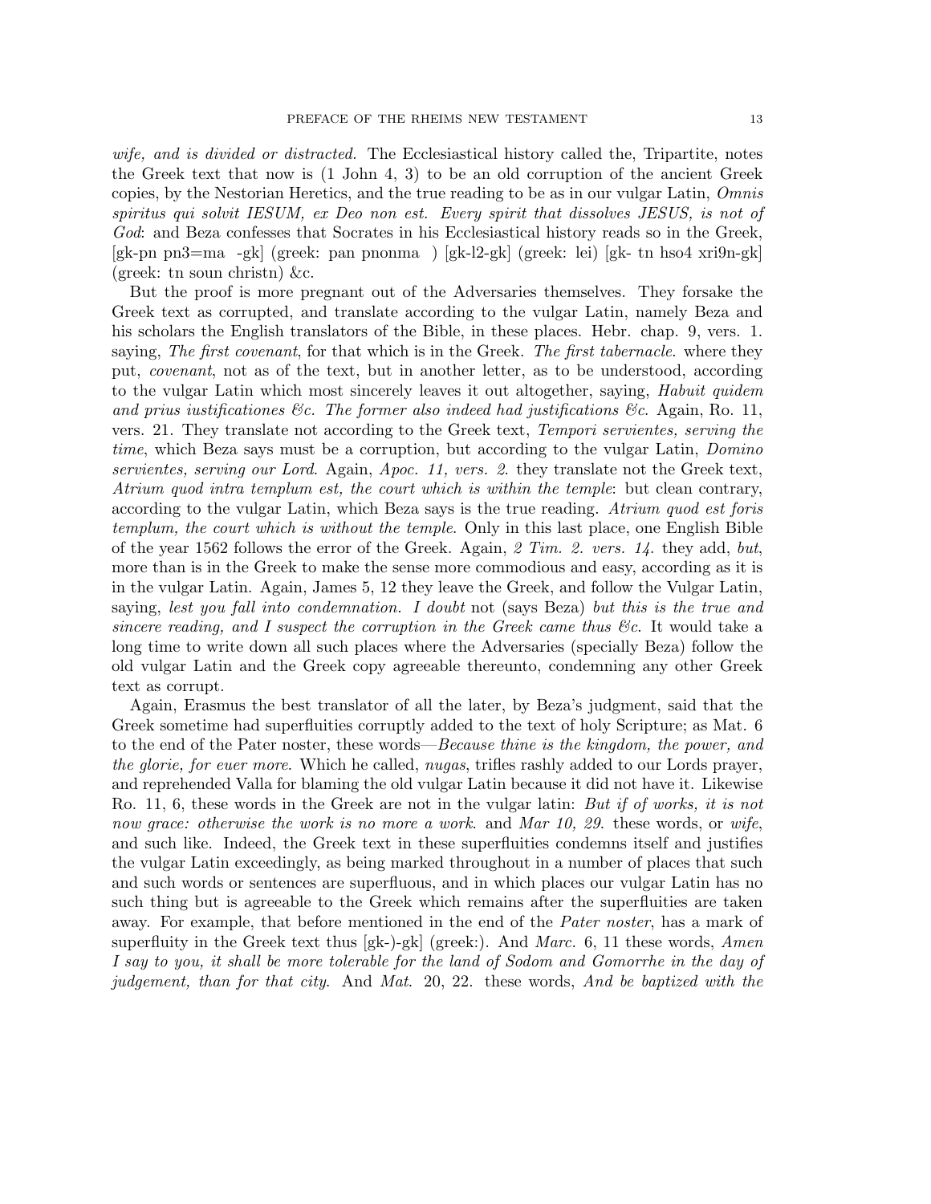*wife, and is divided or distracted.* The Ecclesiastical history called the, Tripartite, notes the Greek text that now is (1 John 4, 3) to be an old corruption of the ancient Greek copies, by the Nestorian Heretics, and the true reading to be as in our vulgar Latin, *Omnis spiritus qui solvit IESUM, ex Deo non est. Every spirit that dissolves JESUS, is not of God*: and Beza confesses that Socrates in his Ecclesiastical history reads so in the Greek, [gk-pn pn3=ma -gk] (greek: pan pnonma ) [gk-l2-gk] (greek: lei) [gk- tn hso4 xri9n-gk] (greek: tn soun christn) &c.

But the proof is more pregnant out of the Adversaries themselves. They forsake the Greek text as corrupted, and translate according to the vulgar Latin, namely Beza and his scholars the English translators of the Bible, in these places. Hebr. chap. 9, vers. 1. saying, *The first covenant*, for that which is in the Greek. *The first tabernacle.* where they put, *covenant*, not as of the text, but in another letter, as to be understood, according to the vulgar Latin which most sincerely leaves it out altogether, saying, *Habuit quidem and prius iustificationes &c. The former also indeed had justifications &c.* Again, Ro. 11, vers. 21. They translate not according to the Greek text, *Tempori servientes, serving the time*, which Beza says must be a corruption, but according to the vulgar Latin, *Domino servientes, serving our Lord*. Again, *Apoc. 11, vers. 2.* they translate not the Greek text, *Atrium quod intra templum est, the court which is within the temple*: but clean contrary, according to the vulgar Latin, which Beza says is the true reading. *Atrium quod est foris templum, the court which is without the temple*. Only in this last place, one English Bible of the year 1562 follows the error of the Greek. Again, *2 Tim. 2. vers. 14.* they add, *but*, more than is in the Greek to make the sense more commodious and easy, according as it is in the vulgar Latin. Again, James 5, 12 they leave the Greek, and follow the Vulgar Latin, saying, *lest you fall into condemnation. I doubt* not (says Beza) *but this is the true and sincere reading, and I suspect the corruption in the Greek came thus &c.* It would take a long time to write down all such places where the Adversaries (specially Beza) follow the old vulgar Latin and the Greek copy agreeable thereunto, condemning any other Greek text as corrupt.

Again, Erasmus the best translator of all the later, by Beza's judgment, said that the Greek sometime had superfluities corruptly added to the text of holy Scripture; as Mat. 6 to the end of the Pater noster, these words—*Because thine is the kingdom, the power, and the glorie, for euer more*. Which he called, *nugas*, trifles rashly added to our Lords prayer, and reprehended Valla for blaming the old vulgar Latin because it did not have it. Likewise Ro. 11, 6, these words in the Greek are not in the vulgar latin: *But if of works, it is not now grace: otherwise the work is no more a work.* and *Mar 10, 29.* these words, or *wife*, and such like. Indeed, the Greek text in these superfluities condemns itself and justifies the vulgar Latin exceedingly, as being marked throughout in a number of places that such and such words or sentences are superfluous, and in which places our vulgar Latin has no such thing but is agreeable to the Greek which remains after the superfluities are taken away. For example, that before mentioned in the end of the *Pater noster*, has a mark of superfluity in the Greek text thus [gk-)-gk] (greek:). And *Marc.* 6, 11 these words, *Amen I say to you, it shall be more tolerable for the land of Sodom and Gomorrhe in the day of judgement, than for that city*. And *Mat.* 20, 22. these words, *And be baptized with the*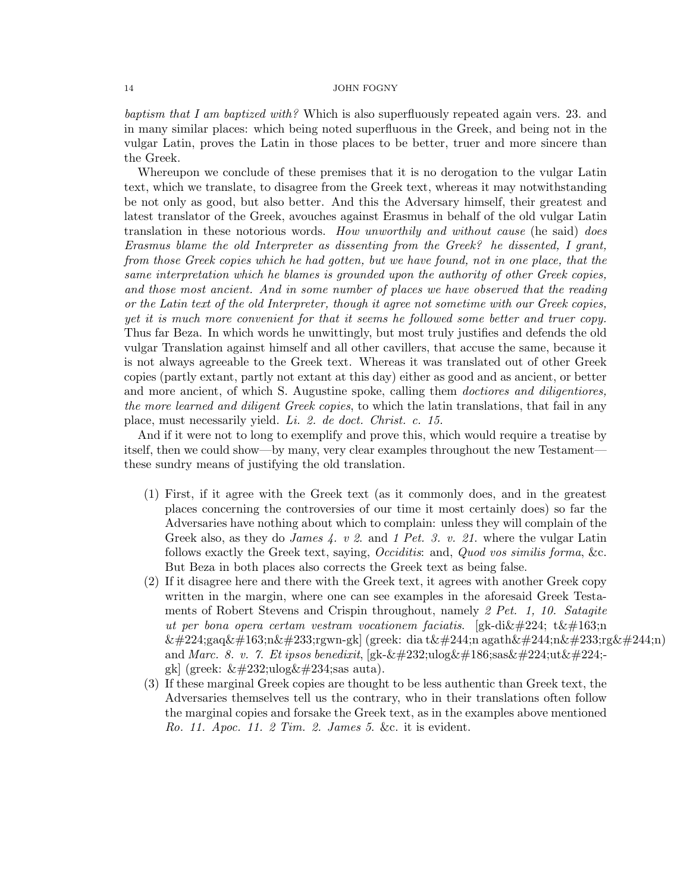*baptism that I am baptized with?* Which is also superfluously repeated again vers. 23. and in many similar places: which being noted superfluous in the Greek, and being not in the vulgar Latin, proves the Latin in those places to be better, truer and more sincere than the Greek.

Whereupon we conclude of these premises that it is no derogation to the vulgar Latin text, which we translate, to disagree from the Greek text, whereas it may notwithstanding be not only as good, but also better. And this the Adversary himself, their greatest and latest translator of the Greek, avouches against Erasmus in behalf of the old vulgar Latin translation in these notorious words. *How unworthily and without cause* (he said) *does Erasmus blame the old Interpreter as dissenting from the Greek? he dissented, I grant, from those Greek copies which he had gotten, but we have found, not in one place, that the same interpretation which he blames is grounded upon the authority of other Greek copies, and those most ancient. And in some number of places we have observed that the reading or the Latin text of the old Interpreter, though it agree not sometime with our Greek copies, yet it is much more convenient for that it seems he followed some better and truer copy.* Thus far Beza. In which words he unwittingly, but most truly justifies and defends the old vulgar Translation against himself and all other cavillers, that accuse the same, because it is not always agreeable to the Greek text. Whereas it was translated out of other Greek copies (partly extant, partly not extant at this day) either as good and as ancient, or better and more ancient, of which S. Augustine spoke, calling them *doctiores and diligentiores, the more learned and diligent Greek copies*, to which the latin translations, that fail in any place, must necessarily yield. *Li. 2. de doct. Christ. c. 15.*

And if it were not to long to exemplify and prove this, which would require a treatise by itself, then we could show—by many, very clear examples throughout the new Testament—these sundry means of justifying the old translation.

1. First, if it agree with the Greek text (as it commonly does, and in the greatest places concerning the controversies of our time it most certainly does) so far the Adversaries have nothing about which to complain: unless they will complain of the Greek also, as they do *James 4. v 2.* and *1 Pet. 3. v. 21.* where the vulgar Latin follows exactly the Greek text, saying, *Occiditis*: and, *Quod vos similis forma*, &c. But Beza in both places also corrects the Greek text as being false.
2. If it disagree here and there with the Greek text, it agrees with another Greek copy written in the margin, where one can see examples in the aforesaid Greek Testaments of Robert Stevens and Crispin throughout, namely *2 Pet. 1, 10. Satagite ut per bona opera certam vestram vocationem faciatis.* [gk-di&#224; t&#163;n &#224;gaq&#163;n&#233;rgwn-gk] (greek: dia t&#244;n agath&#244;n&#233;rg&#244;n) and *Marc. 8. v. 7. Et ipsos benedixit*, [gk-&#232;ulog&#186;sas&#224;ut&#224;-gk] (greek: &#232;ulog&#234;sas auta).
3. If these marginal Greek copies are thought to be less authentic than Greek text, the Adversaries themselves tell us the contrary, who in their translations often follow the marginal copies and forsake the Greek text, as in the examples above mentioned *Ro. 11. Apoc. 11. 2 Tim. 2. James 5.* &c. it is evident.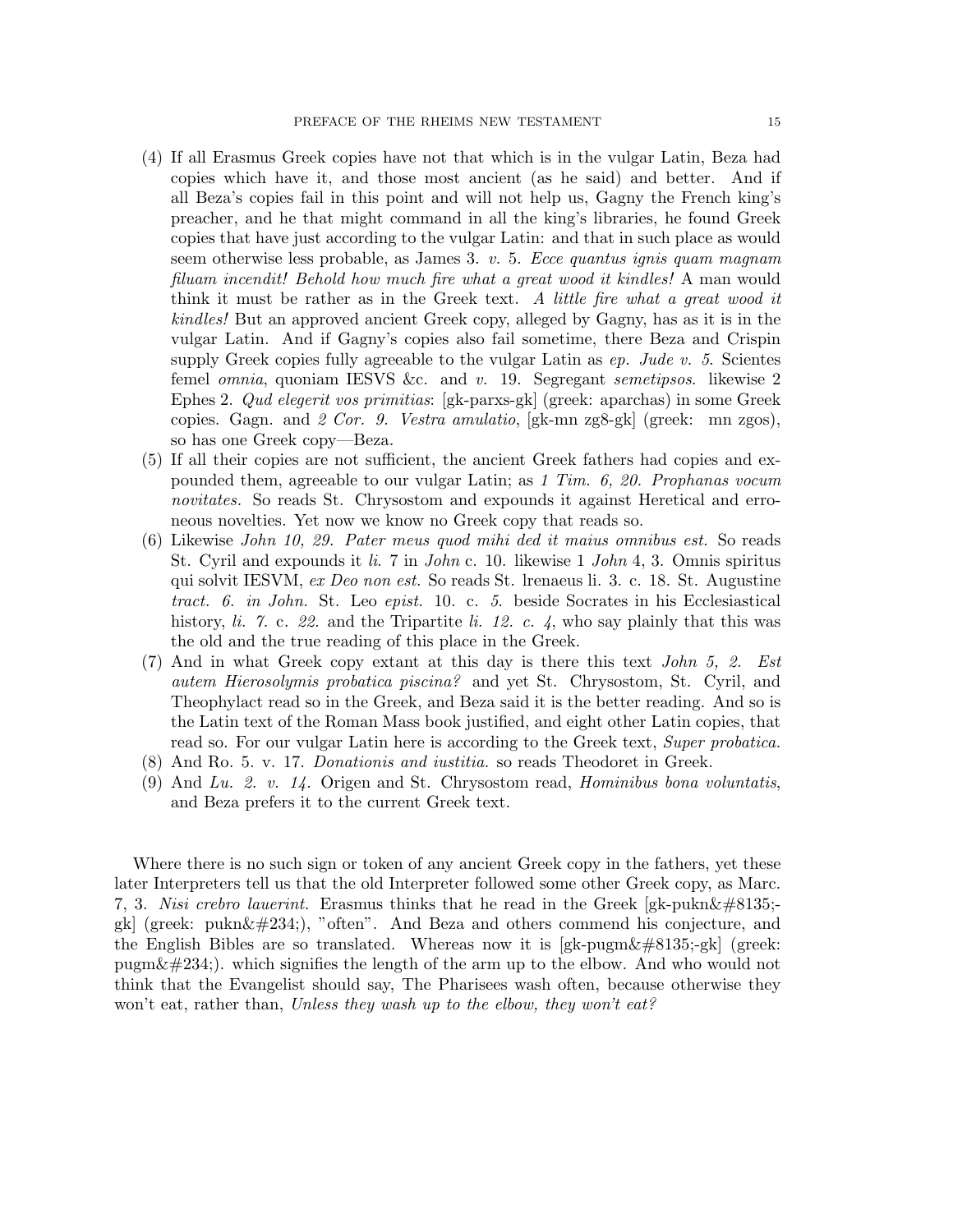(4) If all Erasmus Greek copies have not that which is in the vulgar Latin, Beza had copies which have it, and those most ancient (as he said) and better. And if all Beza's copies fail in this point and will not help us, Gagny the French king's preacher, and he that might command in all the king's libraries, he found Greek copies that have just according to the vulgar Latin: and that in such place as would seem otherwise less probable, as James 3. *v.* 5. *Ecce quantus ignis quam magnam filuam incendit! Behold how much fire what a great wood it kindles!* A man would think it must be rather as in the Greek text. *A little fire what a great wood it kindles!* But an approved ancient Greek copy, alleged by Gagny, has as it is in the vulgar Latin. And if Gagny's copies also fail sometime, there Beza and Crispin supply Greek copies fully agreeable to the vulgar Latin as *ep. Jude v. 5.* Scientes femel *omnia*, quoniam IESVS &c. and *v.* 19. Segregant *semetipsos*. likewise 2 Ephes 2. *Qud elegerit vos primitias*: [gk-parxs-gk] (greek: aparchas) in some Greek copies. Gagn. and *2 Cor. 9. Vestra amulatio*, [gk-mn zg8-gk] (greek: mn zgos), so has one Greek copy—Beza.

(5) If all their copies are not sufficient, the ancient Greek fathers had copies and expounded them, agreeable to our vulgar Latin; as *1 Tim. 6, 20. Prophanas vocum novitates.* So reads St. Chrysostom and expounds it against Heretical and erroneous novelties. Yet now we know no Greek copy that reads so.

(6) Likewise *John 10, 29. Pater meus quod mihi ded it maius omnibus est.* So reads St. Cyril and expounds it *li.* 7 in *John* c. 10. likewise 1 *John* 4, 3. Omnis spiritus qui solvit IESVM, *ex Deo non est.* So reads St. lrenaeus li. 3. c. 18. St. Augustine *tract. 6. in John.* St. Leo *epist.* 10. c. *5.* beside Socrates in his Ecclesiastical history, *li. 7.* c. *22.* and the Tripartite *li. 12. c. 4*, who say plainly that this was the old and the true reading of this place in the Greek.

(7) And in what Greek copy extant at this day is there this text *John 5, 2. Est autem Hierosolymis probatica piscina?* and yet St. Chrysostom, St. Cyril, and Theophylact read so in the Greek, and Beza said it is the better reading. And so is the Latin text of the Roman Mass book justified, and eight other Latin copies, that read so. For our vulgar Latin here is according to the Greek text, *Super probatica.*

(8) And Ro. 5. v. 17. *Donationis and iustitia.* so reads Theodoret in Greek.

(9) And *Lu. 2. v. 14.* Origen and St. Chrysostom read, *Hominibus bona voluntatis*, and Beza prefers it to the current Greek text.

Where there is no such sign or token of any ancient Greek copy in the fathers, yet these later Interpreters tell us that the old Interpreter followed some other Greek copy, as Marc. 7, 3. *Nisi crebro lauerint.* Erasmus thinks that he read in the Greek [gk-pukn&#8135;-gk] (greek: pukn&#234;), "often". And Beza and others commend his conjecture, and the English Bibles are so translated. Whereas now it is [gk-pugm&#8135;-gk] (greek: pugm&#234;). which signifies the length of the arm up to the elbow. And who would not think that the Evangelist should say, The Pharisees wash often, because otherwise they won't eat, rather than, *Unless they wash up to the elbow, they won't eat?*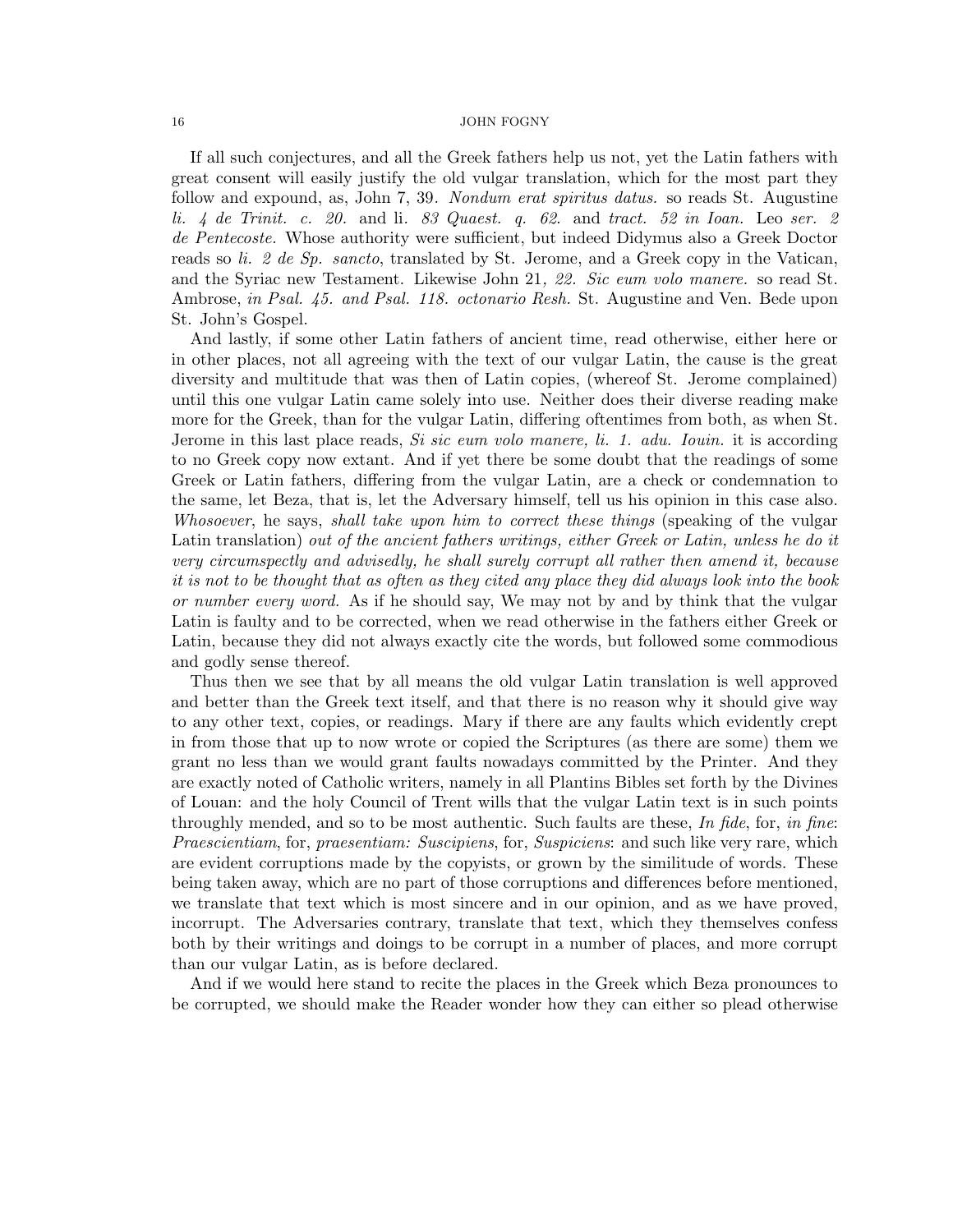If all such conjectures, and all the Greek fathers help us not, yet the Latin fathers with great consent will easily justify the old vulgar translation, which for the most part they follow and expound, as, John 7, 39. *Nondum erat spiritus datus.* so reads St. Augustine *li. 4 de Trinit. c. 20.* and li. *83 Quaest. q. 62.* and *tract. 52 in Ioan.* Leo *ser. 2 de Pentecoste.* Whose authority were sufficient, but indeed Didymus also a Greek Doctor reads so *li. 2 de Sp. sancto*, translated by St. Jerome, and a Greek copy in the Vatican, and the Syriac new Testament. Likewise John 21*, 22. Sic eum volo manere.* so read St. Ambrose, *in Psal. 45. and Psal. 118. octonario Resh.* St. Augustine and Ven. Bede upon St. John's Gospel.

And lastly, if some other Latin fathers of ancient time, read otherwise, either here or in other places, not all agreeing with the text of our vulgar Latin, the cause is the great diversity and multitude that was then of Latin copies, (whereof St. Jerome complained) until this one vulgar Latin came solely into use. Neither does their diverse reading make more for the Greek, than for the vulgar Latin, differing oftentimes from both, as when St. Jerome in this last place reads, *Si sic eum volo manere, li. 1. adu. Iouin.* it is according to no Greek copy now extant. And if yet there be some doubt that the readings of some Greek or Latin fathers, differing from the vulgar Latin, are a check or condemnation to the same, let Beza, that is, let the Adversary himself, tell us his opinion in this case also. *Whosoever*, he says, *shall take upon him to correct these things* (speaking of the vulgar Latin translation) *out of the ancient fathers writings, either Greek or Latin, unless he do it very circumspectly and advisedly, he shall surely corrupt all rather then amend it, because it is not to be thought that as often as they cited any place they did always look into the book or number every word.* As if he should say, We may not by and by think that the vulgar Latin is faulty and to be corrected, when we read otherwise in the fathers either Greek or Latin, because they did not always exactly cite the words, but followed some commodious and godly sense thereof.

Thus then we see that by all means the old vulgar Latin translation is well approved and better than the Greek text itself, and that there is no reason why it should give way to any other text, copies, or readings. Mary if there are any faults which evidently crept in from those that up to now wrote or copied the Scriptures (as there are some) them we grant no less than we would grant faults nowadays committed by the Printer. And they are exactly noted of Catholic writers, namely in all Plantins Bibles set forth by the Divines of Louan: and the holy Council of Trent wills that the vulgar Latin text is in such points throughly mended, and so to be most authentic. Such faults are these, *In fide*, for, *in fine*: *Praescientiam*, for, *praesentiam: Suscipiens*, for, *Suspiciens*: and such like very rare, which are evident corruptions made by the copyists, or grown by the similitude of words. These being taken away, which are no part of those corruptions and differences before mentioned, we translate that text which is most sincere and in our opinion, and as we have proved, incorrupt. The Adversaries contrary, translate that text, which they themselves confess both by their writings and doings to be corrupt in a number of places, and more corrupt than our vulgar Latin, as is before declared.

And if we would here stand to recite the places in the Greek which Beza pronounces to be corrupted, we should make the Reader wonder how they can either so plead otherwise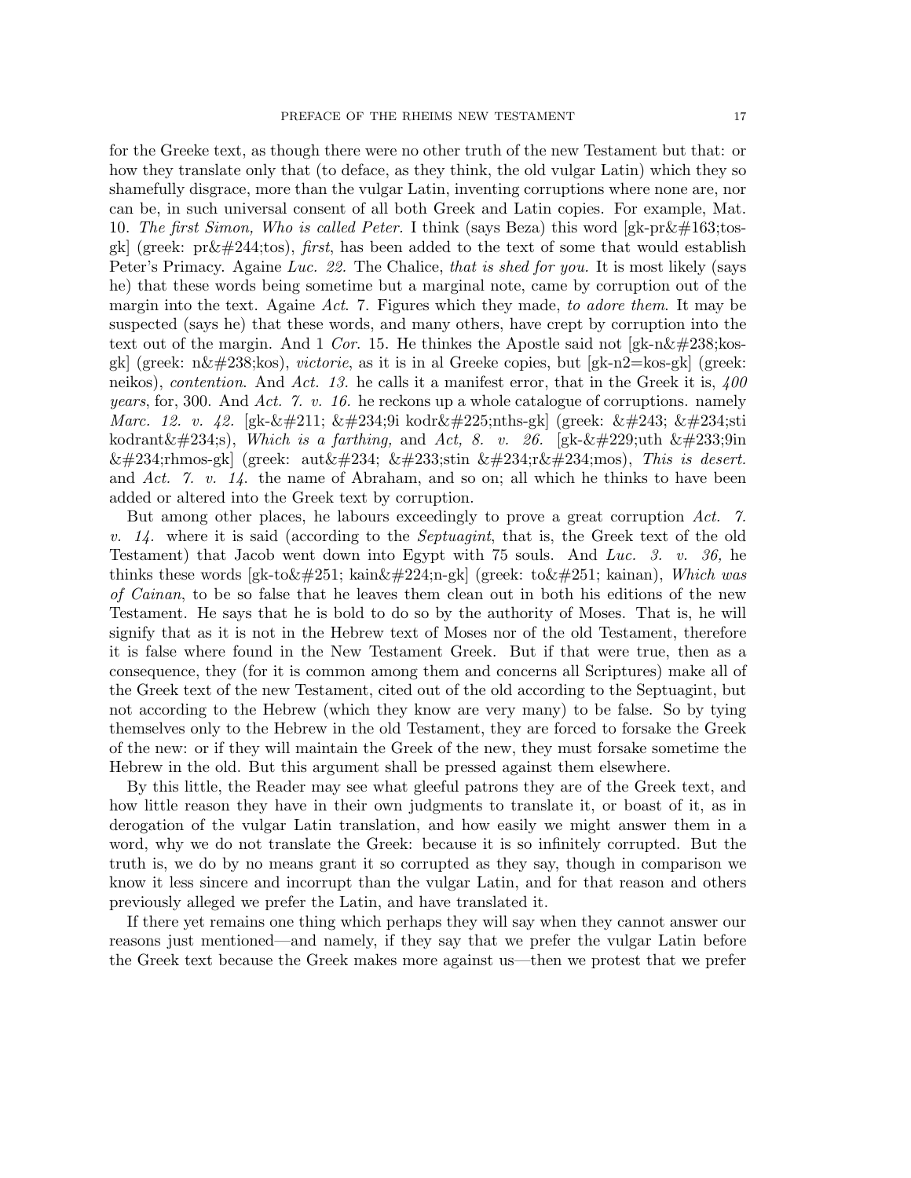for the Greeke text, as though there were no other truth of the new Testament but that: or how they translate only that (to deface, as they think, the old vulgar Latin) which they so shamefully disgrace, more than the vulgar Latin, inventing corruptions where none are, nor can be, in such universal consent of all both Greek and Latin copies. For example, Mat. 10. *The first Simon, Who is called Peter.* I think (says Beza) this word [gk-pr&#163;tos-gk] (greek: pr&#244;tos), *first*, has been added to the text of some that would establish Peter's Primacy. Againe *Luc. 22.* The Chalice, *that is shed for you*. It is most likely (says he) that these words being sometime but a marginal note, came by corruption out of the margin into the text. Againe *Act.* 7. Figures which they made, *to adore them*. It may be suspected (says he) that these words, and many others, have crept by corruption into the text out of the margin. And 1 *Cor.* 15. He thinkes the Apostle said not [gk-n&#238;kos-gk] (greek: n&#238;kos), *victorie*, as it is in al Greeke copies, but [gk-n2=kos-gk] (greek: neikos), *contention*. And *Act. 13.* he calls it a manifest error, that in the Greek it is, *400 years*, for, 300. And *Act. 7. v. 16.* he reckons up a whole catalogue of corruptions. namely *Marc. 12. v. 42.* [gk-&#211; &#234;9i kodr&#225;nths-gk] (greek: &#243; &#234;sti kodrant&#234;s), *Which is a farthing,* and *Act, 8. v. 26.* [gk-&#229;uth &#233;9in &#234;rhmos-gk] (greek: aut&#234; &#233;stin &#234;r&#234;mos), *This is desert.* and *Act. 7. v. 14.* the name of Abraham, and so on; all which he thinks to have been added or altered into the Greek text by corruption.

But among other places, he labours exceedingly to prove a great corruption *Act. 7. v. 14.* where it is said (according to the *Septuagint*, that is, the Greek text of the old Testament) that Jacob went down into Egypt with 75 souls. And *Luc. 3. v. 36,* he thinks these words [gk-to&#251; kain&#224;n-gk] (greek: to&#251; kainan), *Which was of Cainan*, to be so false that he leaves them clean out in both his editions of the new Testament. He says that he is bold to do so by the authority of Moses. That is, he will signify that as it is not in the Hebrew text of Moses nor of the old Testament, therefore it is false where found in the New Testament Greek. But if that were true, then as a consequence, they (for it is common among them and concerns all Scriptures) make all of the Greek text of the new Testament, cited out of the old according to the Septuagint, but not according to the Hebrew (which they know are very many) to be false. So by tying themselves only to the Hebrew in the old Testament, they are forced to forsake the Greek of the new: or if they will maintain the Greek of the new, they must forsake sometime the Hebrew in the old. But this argument shall be pressed against them elsewhere.

By this little, the Reader may see what gleeful patrons they are of the Greek text, and how little reason they have in their own judgments to translate it, or boast of it, as in derogation of the vulgar Latin translation, and how easily we might answer them in a word, why we do not translate the Greek: because it is so infinitely corrupted. But the truth is, we do by no means grant it so corrupted as they say, though in comparison we know it less sincere and incorrupt than the vulgar Latin, and for that reason and others previously alleged we prefer the Latin, and have translated it.

If there yet remains one thing which perhaps they will say when they cannot answer our reasons just mentioned—and namely, if they say that we prefer the vulgar Latin before the Greek text because the Greek makes more against us—then we protest that we prefer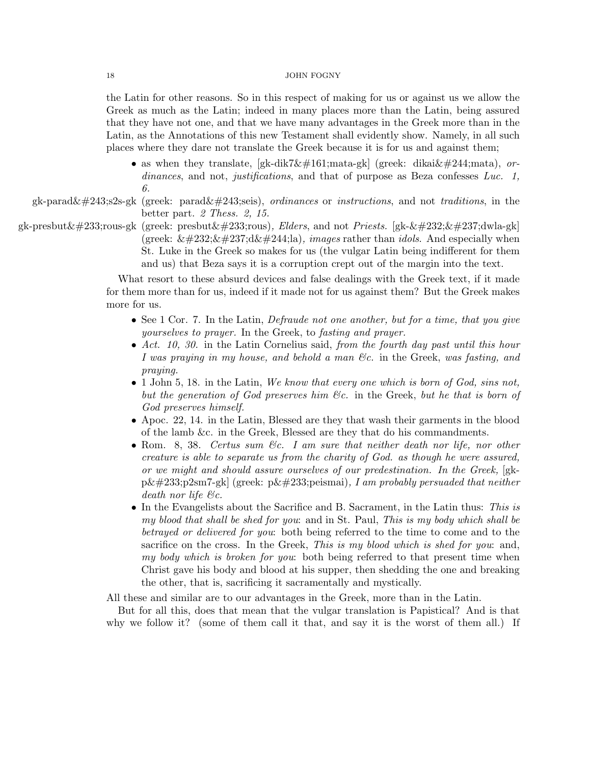the Latin for other reasons. So in this respect of making for us or against us we allow the Greek as much as the Latin; indeed in many places more than the Latin, being assured that they have not one, and that we have many advantages in the Greek more than in the Latin, as the Annotations of this new Testament shall evidently show. Namely, in all such places where they dare not translate the Greek because it is for us and against them;

- as when they translate, [gk-dik7&#161;mata-gk] (greek: dikai&#244;mata), *ordinances*, and not, *justifications*, and that of purpose as Beza confesses *Luc. 1, 6.*

gk-parad&#243;s2s-gk (greek: parad&#243;seis), *ordinances* or *instructions*, and not *traditions*, in the better part. *2 Thess. 2, 15.*

gk-presbut&#233;rous-gk (greek: presbut&#233;rous), *Elders*, and not *Priests*. [gk-&#232;&#237;dwla-gk] (greek: &#232;&#237;d&#244;la), *images* rather than *idols*. And especially when St. Luke in the Greek so makes for us (the vulgar Latin being indifferent for them and us) that Beza says it is a corruption crept out of the margin into the text.

What resort to these absurd devices and false dealings with the Greek text, if it made for them more than for us, indeed if it made not for us against them? But the Greek makes more for us.

- See 1 Cor. 7. In the Latin, *Defraude not one another, but for a time, that you give yourselves to prayer.* In the Greek, to *fasting and prayer.*
- *Act. 10, 30.* in the Latin Cornelius said, *from the fourth day past until this hour I was praying in my house, and behold a man &c.* in the Greek, *was fasting, and praying.*
- 1 John 5, 18. in the Latin, *We know that every one which is born of God, sins not, but the generation of God preserves him &c.* in the Greek, *but he that is born of God preserves himself.*
- Apoc. 22, 14. in the Latin, Blessed are they that wash their garments in the blood of the lamb &c. in the Greek, Blessed are they that do his commandments.
- Rom. 8, 38. *Certus sum &c. I am sure that neither death nor life, nor other creature is able to separate us from the charity of God. as though he were assured, or we might and should assure ourselves of our predestination. In the Greek,* [gk-p&#233;p2sm7-gk] (greek: p&#233;peismai)*, I am probably persuaded that neither death nor life &c.*
- In the Evangelists about the Sacrifice and B. Sacrament, in the Latin thus: *This is my blood that shall be shed for you*: and in St. Paul, *This is my body which shall be betrayed or delivered for you*: both being referred to the time to come and to the sacrifice on the cross. In the Greek, *This is my blood which is shed for you*: and, *my body which is broken for you*: both being referred to that present time when Christ gave his body and blood at his supper, then shedding the one and breaking the other, that is, sacrificing it sacramentally and mystically.

All these and similar are to our advantages in the Greek, more than in the Latin.

But for all this, does that mean that the vulgar translation is Papistical? And is that why we follow it? (some of them call it that, and say it is the worst of them all.) If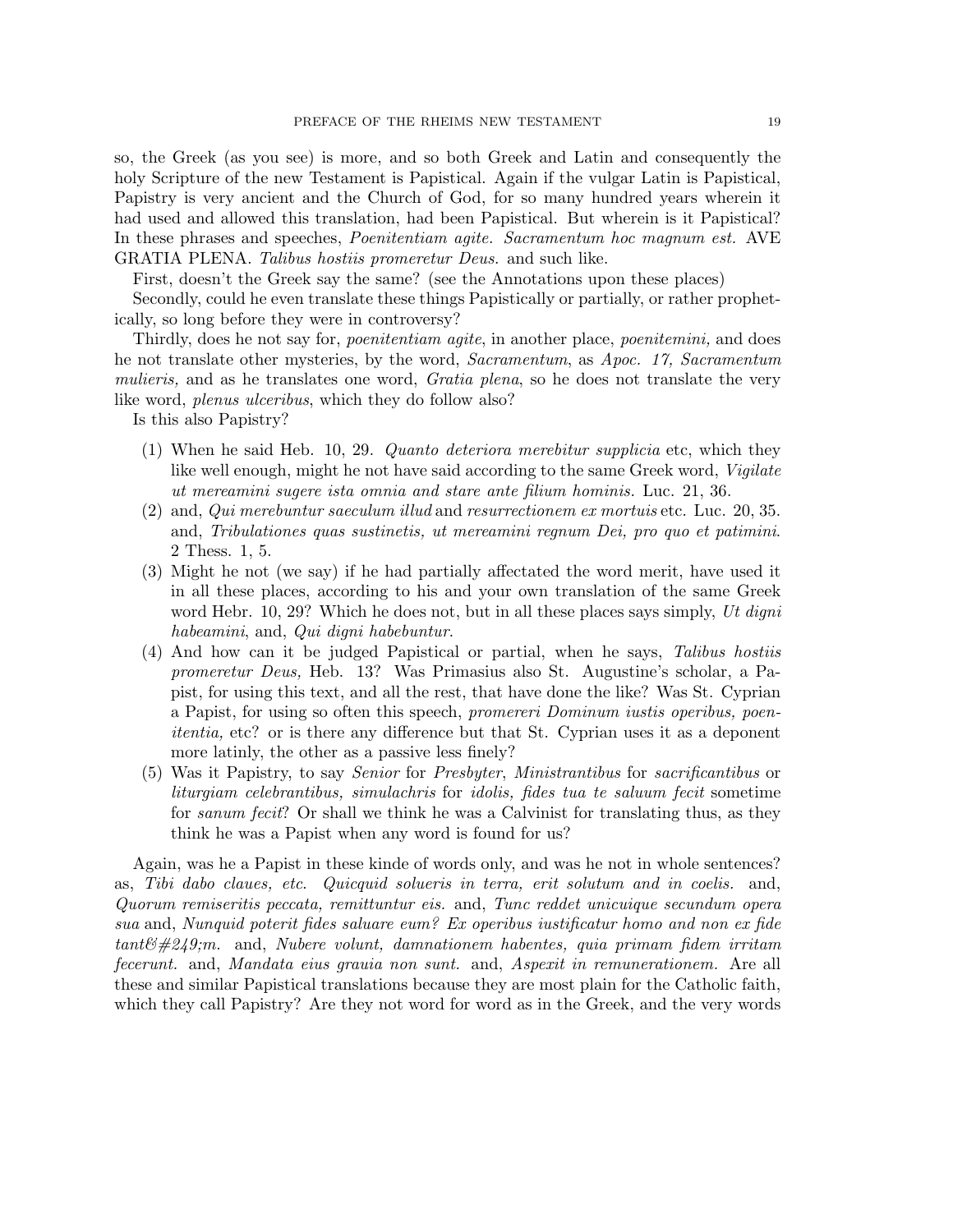so, the Greek (as you see) is more, and so both Greek and Latin and consequently the holy Scripture of the new Testament is Papistical. Again if the vulgar Latin is Papistical, Papistry is very ancient and the Church of God, for so many hundred years wherein it had used and allowed this translation, had been Papistical. But wherein is it Papistical? In these phrases and speeches, *Poenitentiam agite. Sacramentum hoc magnum est.* AVE GRATIA PLENA. *Talibus hostiis promeretur Deus.* and such like.

First, doesn't the Greek say the same? (see the Annotations upon these places)

Secondly, could he even translate these things Papistically or partially, or rather prophetically, so long before they were in controversy?

Thirdly, does he not say for, *poenitentiam agite*, in another place, *poenitemini,* and does he not translate other mysteries, by the word, *Sacramentum*, as *Apoc. 17, Sacramentum mulieris,* and as he translates one word, *Gratia plena*, so he does not translate the very like word, *plenus ulceribus*, which they do follow also?

Is this also Papistry?

(1) When he said Heb. 10, 29. *Quanto deteriora merebitur supplicia* etc, which they like well enough, might he not have said according to the same Greek word, *Vigilate ut mereamini sugere ista omnia and stare ante filium hominis.* Luc. 21, 36.
(2) and, *Qui merebuntur saeculum illud* and *resurrectionem ex mortuis* etc. Luc. 20, 35. and, *Tribulationes quas sustinetis, ut mereamini regnum Dei, pro quo et patimini.* 2 Thess. 1, 5.
(3) Might he not (we say) if he had partially affectated the word merit, have used it in all these places, according to his and your own translation of the same Greek word Hebr. 10, 29? Which he does not, but in all these places says simply, *Ut digni habeamini*, and, *Qui digni habebuntur.*
(4) And how can it be judged Papistical or partial, when he says, *Talibus hostiis promeretur Deus,* Heb. 13? Was Primasius also St. Augustine's scholar, a Papist, for using this text, and all the rest, that have done the like? Was St. Cyprian a Papist, for using so often this speech, *promereri Dominum iustis operibus, poenitentia,* etc? or is there any difference but that St. Cyprian uses it as a deponent more latinly, the other as a passive less finely?
(5) Was it Papistry, to say *Senior* for *Presbyter*, *Ministrantibus* for *sacrificantibus* or *liturgiam celebrantibus, simulachris* for *idolis, fides tua te saluum fecit* sometime for *sanum fecit*? Or shall we think he was a Calvinist for translating thus, as they think he was a Papist when any word is found for us?

Again, was he a Papist in these kinde of words only, and was he not in whole sentences? as, *Tibi dabo claues, etc. Quicquid solueris in terra, erit solutum and in coelis.* and, *Quorum remiseritis peccata, remittuntur eis.* and, *Tunc reddet unicuique secundum opera sua* and, *Nunquid poterit fides saluare eum? Ex operibus iustificatur homo and non ex fide tant&#249;m.* and, *Nubere volunt, damnationem habentes, quia primam fidem irritam fecerunt.* and, *Mandata eius grauia non sunt.* and, *Aspexit in remunerationem.* Are all these and similar Papistical translations because they are most plain for the Catholic faith, which they call Papistry? Are they not word for word as in the Greek, and the very words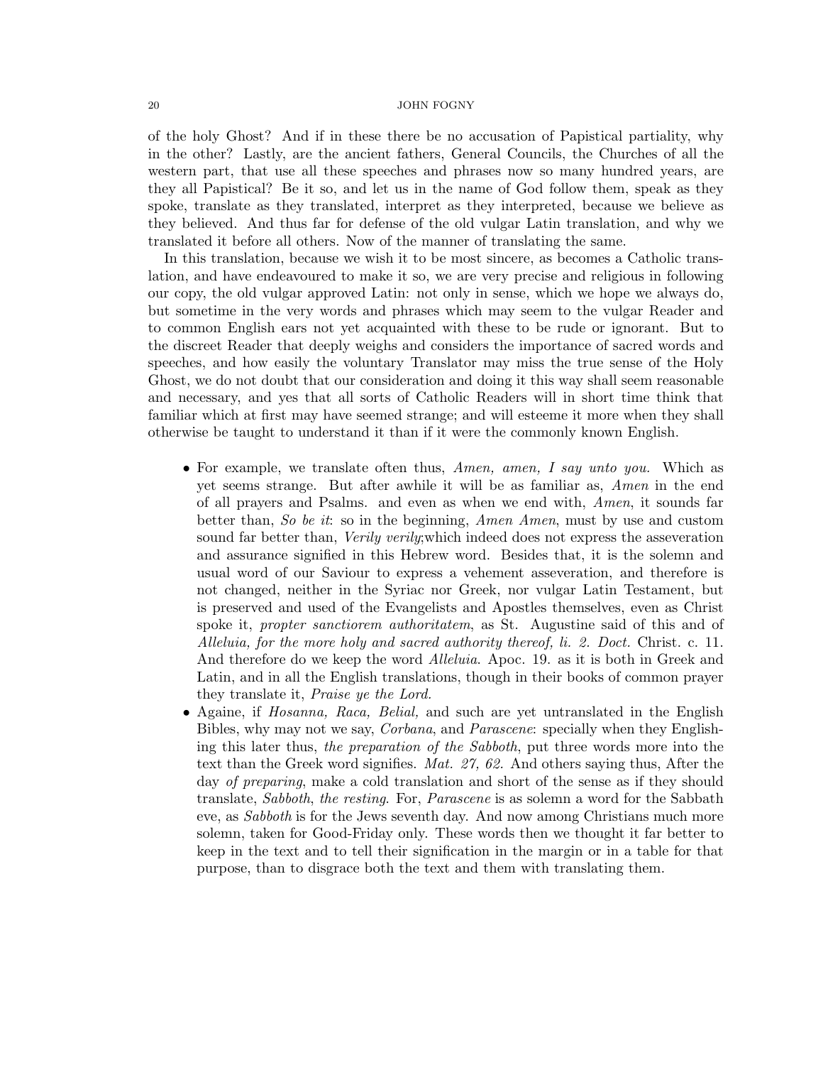of the holy Ghost? And if in these there be no accusation of Papistical partiality, why in the other? Lastly, are the ancient fathers, General Councils, the Churches of all the western part, that use all these speeches and phrases now so many hundred years, are they all Papistical? Be it so, and let us in the name of God follow them, speak as they spoke, translate as they translated, interpret as they interpreted, because we believe as they believed. And thus far for defense of the old vulgar Latin translation, and why we translated it before all others. Now of the manner of translating the same.

In this translation, because we wish it to be most sincere, as becomes a Catholic translation, and have endeavoured to make it so, we are very precise and religious in following our copy, the old vulgar approved Latin: not only in sense, which we hope we always do, but sometime in the very words and phrases which may seem to the vulgar Reader and to common English ears not yet acquainted with these to be rude or ignorant. But to the discreet Reader that deeply weighs and considers the importance of sacred words and speeches, and how easily the voluntary Translator may miss the true sense of the Holy Ghost, we do not doubt that our consideration and doing it this way shall seem reasonable and necessary, and yes that all sorts of Catholic Readers will in short time think that familiar which at first may have seemed strange; and will esteeme it more when they shall otherwise be taught to understand it than if it were the commonly known English.

- For example, we translate often thus, *Amen, amen, I say unto you.* Which as yet seems strange. But after awhile it will be as familiar as, *Amen* in the end of all prayers and Psalms. and even as when we end with, *Amen*, it sounds far better than, *So be it*: so in the beginning, *Amen Amen*, must by use and custom sound far better than, *Verily verily*;which indeed does not express the asseveration and assurance signified in this Hebrew word. Besides that, it is the solemn and usual word of our Saviour to express a vehement asseveration, and therefore is not changed, neither in the Syriac nor Greek, nor vulgar Latin Testament, but is preserved and used of the Evangelists and Apostles themselves, even as Christ spoke it, *propter sanctiorem authoritatem*, as St. Augustine said of this and of *Alleluia, for the more holy and sacred authority thereof, li. 2. Doct.* Christ. c. 11. And therefore do we keep the word *Alleluia*. Apoc. 19. as it is both in Greek and Latin, and in all the English translations, though in their books of common prayer they translate it, *Praise ye the Lord.*
- Againe, if *Hosanna, Raca, Belial,* and such are yet untranslated in the English Bibles, why may not we say, *Corbana*, and *Parascene*: specially when they Englishing this later thus, *the preparation of the Sabboth*, put three words more into the text than the Greek word signifies. *Mat. 27, 62.* And others saying thus, After the day *of preparing*, make a cold translation and short of the sense as if they should translate, *Sabboth*, *the resting*. For, *Parascene* is as solemn a word for the Sabbath eve, as *Sabboth* is for the Jews seventh day. And now among Christians much more solemn, taken for Good-Friday only. These words then we thought it far better to keep in the text and to tell their signification in the margin or in a table for that purpose, than to disgrace both the text and them with translating them.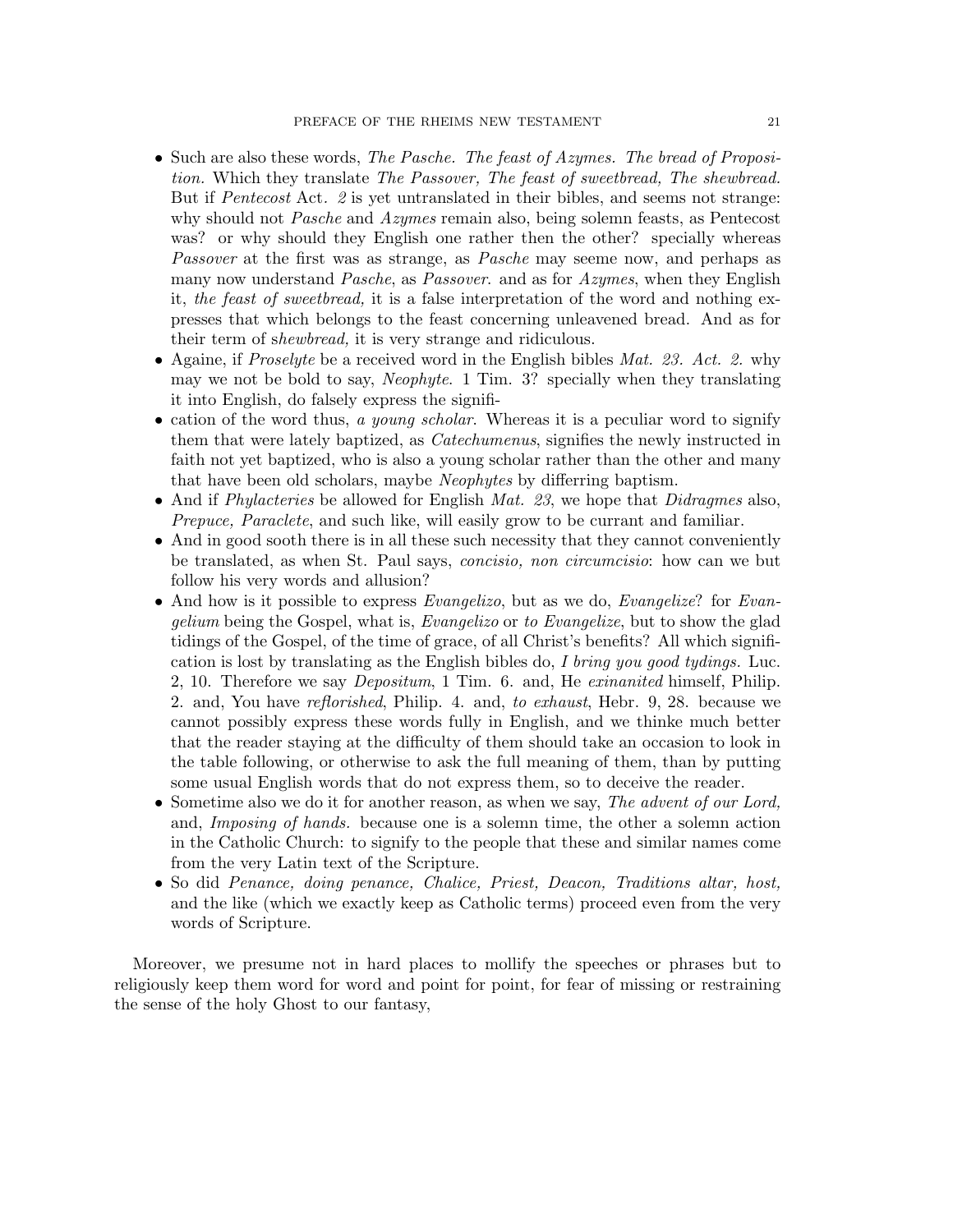- Such are also these words, *The Pasche. The feast of Azymes. The bread of Proposition.* Which they translate *The Passover, The feast of sweetbread, The shewbread.* But if *Pentecost* Act. *2* is yet untranslated in their bibles, and seems not strange: why should not *Pasche* and *Azymes* remain also, being solemn feasts, as Pentecost was? or why should they English one rather then the other? specially whereas *Passover* at the first was as strange, as *Pasche* may seeme now, and perhaps as many now understand *Pasche*, as *Passover*. and as for *Azymes*, when they English it, *the feast of sweetbread,* it is a false interpretation of the word and nothing expresses that which belongs to the feast concerning unleavened bread. And as for their term of s*hewbread,* it is very strange and ridiculous.
- Againe, if *Proselyte* be a received word in the English bibles *Mat. 23. Act. 2.* why may we not be bold to say, *Neophyte*. 1 Tim. 3? specially when they translating it into English, do falsely express the signifi-
- cation of the word thus, *a young scholar*. Whereas it is a peculiar word to signify them that were lately baptized, as *Catechumenus*, signifies the newly instructed in faith not yet baptized, who is also a young scholar rather than the other and many that have been old scholars, maybe *Neophytes* by differring baptism.
- And if *Phylacteries* be allowed for English *Mat. 23*, we hope that *Didragmes* also, *Prepuce, Paraclete*, and such like, will easily grow to be currant and familiar.
- And in good sooth there is in all these such necessity that they cannot conveniently be translated, as when St. Paul says, *concisio, non circumcisio*: how can we but follow his very words and allusion?
- And how is it possible to express *Evangelizo*, but as we do, *Evangelize*? for *Evangelium* being the Gospel, what is, *Evangelizo* or *to Evangelize*, but to show the glad tidings of the Gospel, of the time of grace, of all Christ's benefits? All which signification is lost by translating as the English bibles do, *I bring you good tydings.* Luc. 2, 10. Therefore we say *Depositum*, 1 Tim. 6. and, He *exinanited* himself, Philip. 2. and, You have *reflorished*, Philip. 4. and, *to exhaust*, Hebr. 9, 28. because we cannot possibly express these words fully in English, and we thinke much better that the reader staying at the difficulty of them should take an occasion to look in the table following, or otherwise to ask the full meaning of them, than by putting some usual English words that do not express them, so to deceive the reader.
- Sometime also we do it for another reason, as when we say, *The advent of our Lord,* and, *Imposing of hands.* because one is a solemn time, the other a solemn action in the Catholic Church: to signify to the people that these and similar names come from the very Latin text of the Scripture.
- So did *Penance, doing penance, Chalice, Priest, Deacon, Traditions altar, host,* and the like (which we exactly keep as Catholic terms) proceed even from the very words of Scripture.

Moreover, we presume not in hard places to mollify the speeches or phrases but to religiously keep them word for word and point for point, for fear of missing or restraining the sense of the holy Ghost to our fantasy,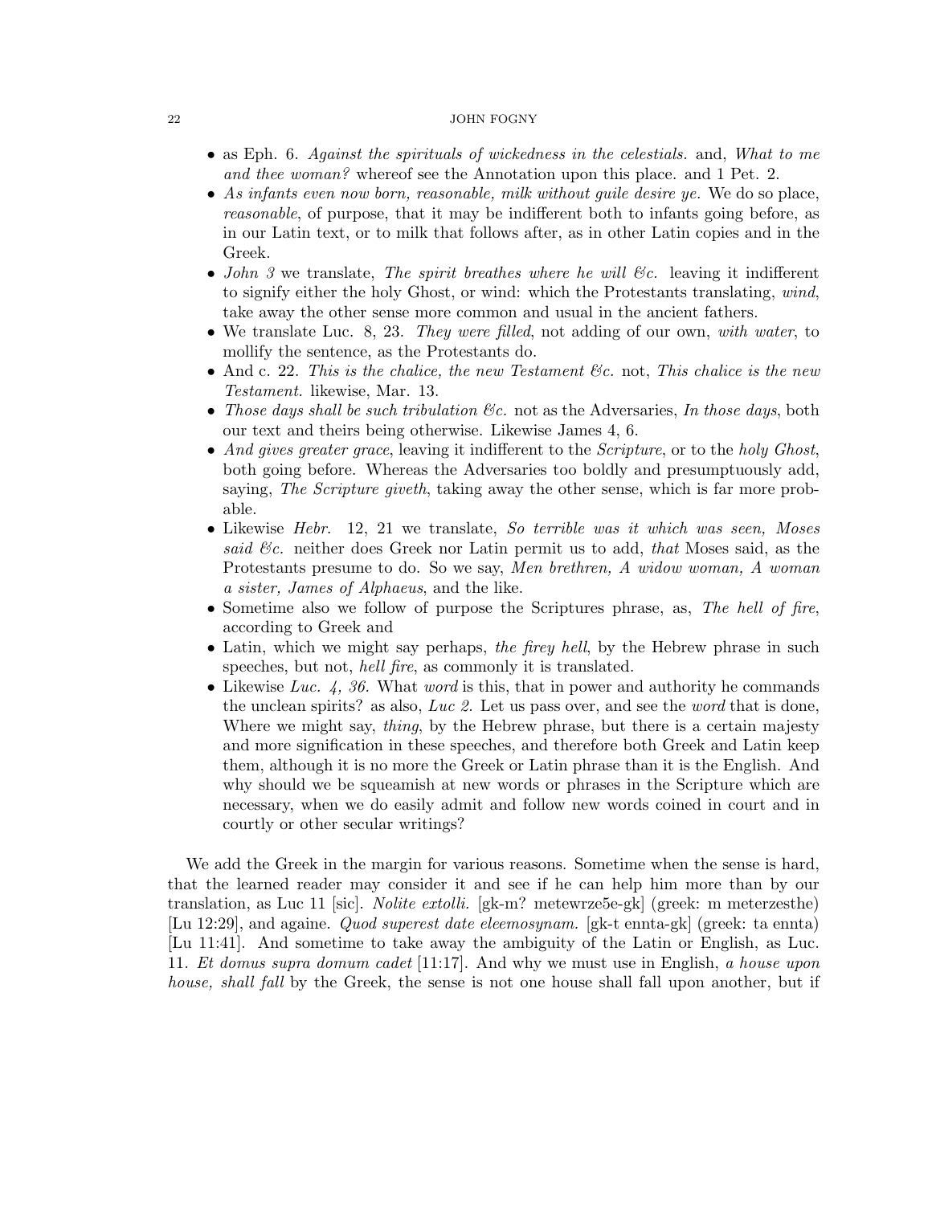- as Eph. 6. *Against the spirituals of wickedness in the celestials.* and, *What to me and thee woman?* whereof see the Annotation upon this place. and 1 Pet. 2.
- *As infants even now born, reasonable, milk without guile desire ye.* We do so place, *reasonable*, of purpose, that it may be indifferent both to infants going before, as in our Latin text, or to milk that follows after, as in other Latin copies and in the Greek.
- *John 3* we translate, *The spirit breathes where he will &c.* leaving it indifferent to signify either the holy Ghost, or wind: which the Protestants translating, *wind*, take away the other sense more common and usual in the ancient fathers.
- We translate Luc. 8, 23. *They were filled*, not adding of our own, *with water*, to mollify the sentence, as the Protestants do.
- And c. 22. *This is the chalice, the new Testament &c.* not, *This chalice is the new Testament.* likewise, Mar. 13.
- *Those days shall be such tribulation &c.* not as the Adversaries, *In those days*, both our text and theirs being otherwise. Likewise James 4, 6.
- *And gives greater grace*, leaving it indifferent to the *Scripture*, or to the *holy Ghost*, both going before. Whereas the Adversaries too boldly and presumptuously add, saying, *The Scripture giveth*, taking away the other sense, which is far more probable.
- Likewise *Hebr.* 12, 21 we translate, *So terrible was it which was seen, Moses said &c.* neither does Greek nor Latin permit us to add, *that* Moses said, as the Protestants presume to do. So we say, *Men brethren, A widow woman, A woman a sister, James of Alphaeus*, and the like.
- Sometime also we follow of purpose the Scriptures phrase, as, *The hell of fire*, according to Greek and
- Latin, which we might say perhaps, *the firey hell*, by the Hebrew phrase in such speeches, but not, *hell fire*, as commonly it is translated.
- Likewise *Luc. 4, 36.* What *word* is this, that in power and authority he commands the unclean spirits? as also, *Luc 2.* Let us pass over, and see the *word* that is done, Where we might say, *thing*, by the Hebrew phrase, but there is a certain majesty and more signification in these speeches, and therefore both Greek and Latin keep them, although it is no more the Greek or Latin phrase than it is the English. And why should we be squeamish at new words or phrases in the Scripture which are necessary, when we do easily admit and follow new words coined in court and in courtly or other secular writings?

We add the Greek in the margin for various reasons. Sometime when the sense is hard, that the learned reader may consider it and see if he can help him more than by our translation, as Luc 11 [sic]. *Nolite extolli.* [gk-m? metewrze5e-gk] (greek: m meterzesthe) [Lu 12:29], and againe. *Quod superest date eleemosynam.* [gk-t ennta-gk] (greek: ta ennta) [Lu 11:41]. And sometime to take away the ambiguity of the Latin or English, as Luc. 11. *Et domus supra domum cadet* [11:17]. And why we must use in English, *a house upon house, shall fall* by the Greek, the sense is not one house shall fall upon another, but if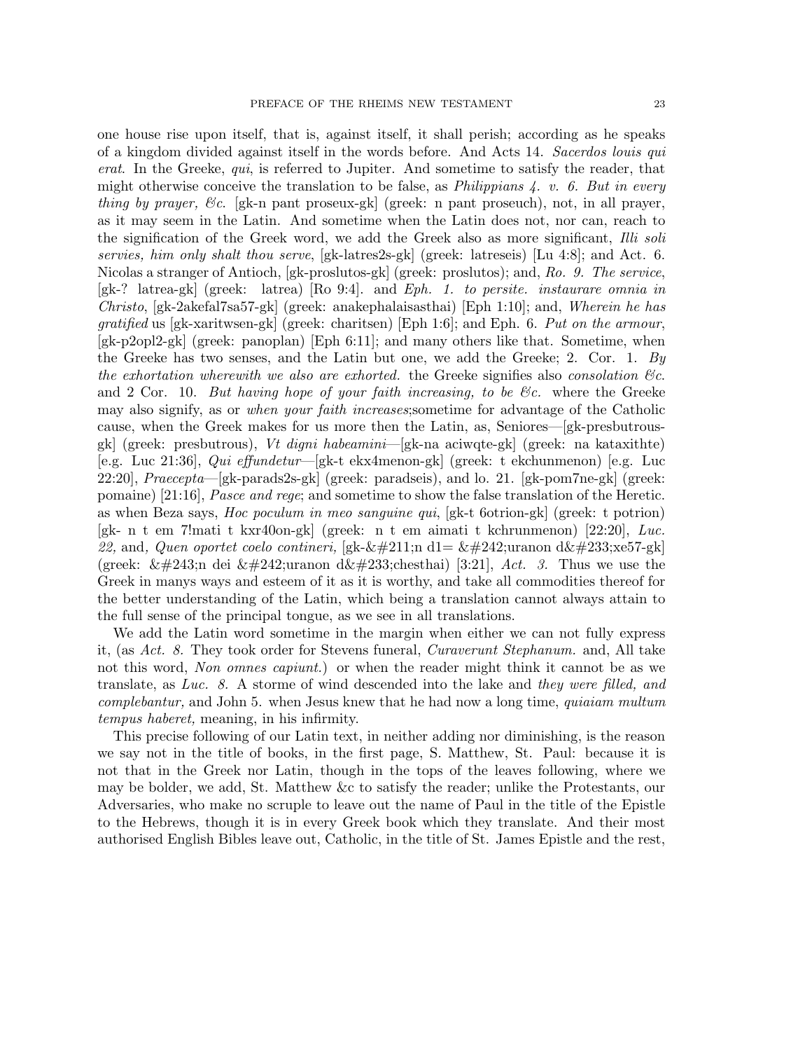one house rise upon itself, that is, against itself, it shall perish; according as he speaks of a kingdom divided against itself in the words before. And Acts 14. *Sacerdos louis qui erat*. In the Greeke, *qui*, is referred to Jupiter. And sometime to satisfy the reader, that might otherwise conceive the translation to be false, as *Philippians 4. v. 6. But in every thing by prayer, &c.* [gk-n pant proseux-gk] (greek: n pant proseuch), not, in all prayer, as it may seem in the Latin. And sometime when the Latin does not, nor can, reach to the signification of the Greek word, we add the Greek also as more significant, *Illi soli servies, him only shalt thou serve*, [gk-latres2s-gk] (greek: latreseis) [Lu 4:8]; and Act. 6. Nicolas a stranger of Antioch, [gk-proslutos-gk] (greek: proslutos); and, *Ro. 9. The service*, [gk-? latrea-gk] (greek: latrea) [Ro 9:4]. and *Eph. 1. to persite. instaurare omnia in Christo*, [gk-2akefal7sa57-gk] (greek: anakephalaisasthai) [Eph 1:10]; and, *Wherein he has gratified* us [gk-xaritwsen-gk] (greek: charitsen) [Eph 1:6]; and Eph. 6. *Put on the armour*, [gk-p2opl2-gk] (greek: panoplan) [Eph 6:11]; and many others like that. Sometime, when the Greeke has two senses, and the Latin but one, we add the Greeke; 2. Cor. 1. *By the exhortation wherewith we also are exhorted.* the Greeke signifies also *consolation &c.* and 2 Cor. 10. *But having hope of your faith increasing, to be &c.* where the Greeke may also signify, as or *when your faith increases*;sometime for advantage of the Catholic cause, when the Greek makes for us more then the Latin, as, Seniores—[gk-presbutrous-gk] (greek: presbutrous), *Vt digni habeamini*—[gk-na aciwqte-gk] (greek: na kataxithte) [e.g. Luc 21:36], *Qui effundetur*—[gk-t ekx4menon-gk] (greek: t ekchunmenon) [e.g. Luc 22:20], *Praecepta*—[gk-parads2s-gk] (greek: paradseis), and lo. 21. [gk-pom7ne-gk] (greek: pomaine) [21:16], *Pasce and rege*; and sometime to show the false translation of the Heretic. as when Beza says, *Hoc poculum in meo sanguine qui*, [gk-t 6otrion-gk] (greek: t potrion) [gk- n t em 7!mati t kxr40on-gk] (greek: n t em aimati t kchrunmenon) [22:20], *Luc. 22,* and*, Quen oportet coelo contineri,* [gk-&#211;n d1= &#242;uranon d&#233;xe57-gk] (greek: &#243;n dei &#242;uranon d&#233;chesthai) [3:21], *Act. 3.* Thus we use the Greek in manys ways and esteem of it as it is worthy, and take all commodities thereof for the better understanding of the Latin, which being a translation cannot always attain to the full sense of the principal tongue, as we see in all translations.

We add the Latin word sometime in the margin when either we can not fully express it, (as *Act. 8.* They took order for Stevens funeral, *Curaverunt Stephanum.* and, All take not this word, *Non omnes capiunt.*) or when the reader might think it cannot be as we translate, as *Luc. 8.* A storme of wind descended into the lake and *they were filled, and complebantur,* and John 5. when Jesus knew that he had now a long time, *quiaiam multum tempus haberet,* meaning, in his infirmity.

This precise following of our Latin text, in neither adding nor diminishing, is the reason we say not in the title of books, in the first page, S. Matthew, St. Paul: because it is not that in the Greek nor Latin, though in the tops of the leaves following, where we may be bolder, we add, St. Matthew &c to satisfy the reader; unlike the Protestants, our Adversaries, who make no scruple to leave out the name of Paul in the title of the Epistle to the Hebrews, though it is in every Greek book which they translate. And their most authorised English Bibles leave out, Catholic, in the title of St. James Epistle and the rest,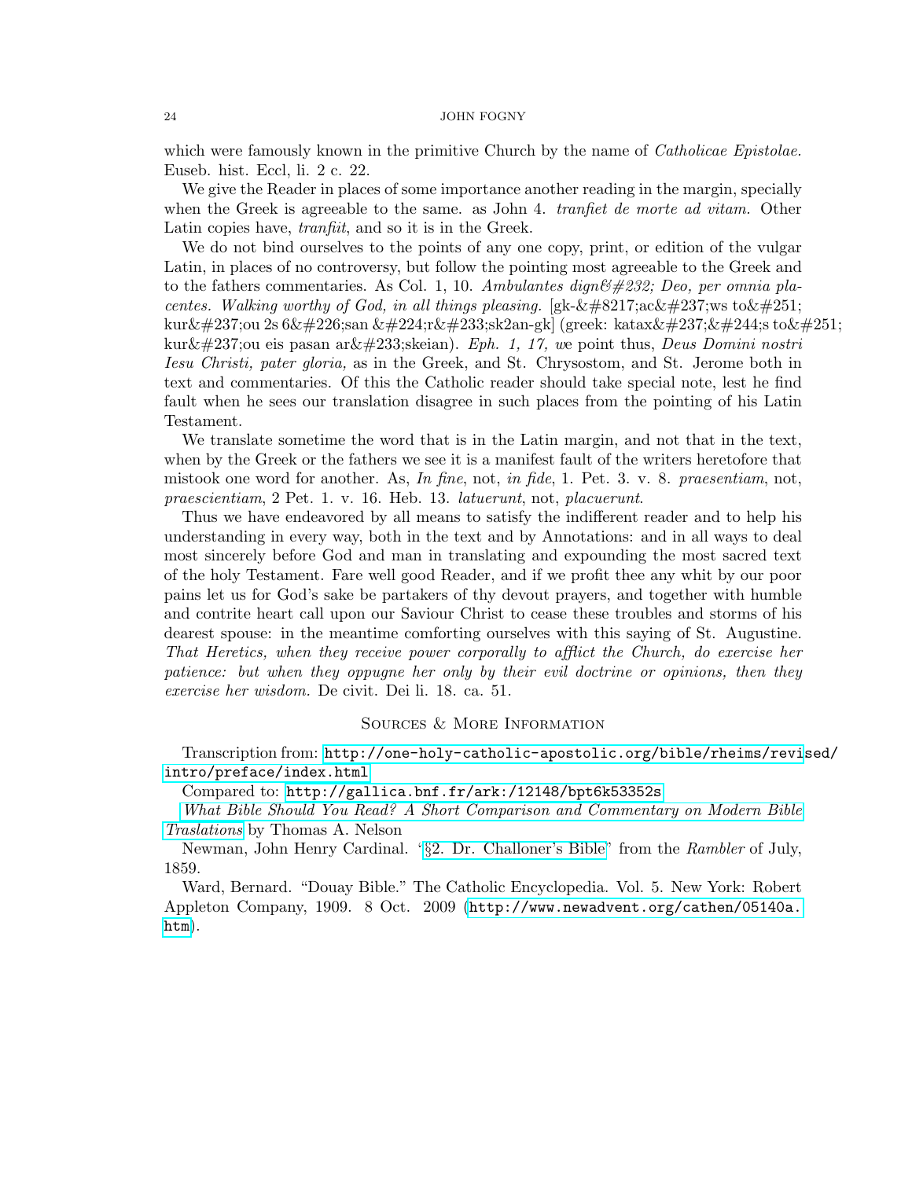which were famously known in the primitive Church by the name of *Catholicae Epistolae.* Euseb. hist. Eccl, li. 2 c. 22.

We give the Reader in places of some importance another reading in the margin, specially when the Greek is agreeable to the same. as John 4. *tranfiet de morte ad vitam.* Other Latin copies have, *tranfiit*, and so it is in the Greek.

We do not bind ourselves to the points of any one copy, print, or edition of the vulgar Latin, in places of no controversy, but follow the pointing most agreeable to the Greek and to the fathers commentaries. As Col. 1, 10. *Ambulantes dign&#232; Deo, per omnia placentes. Walking worthy of God, in all things pleasing.* [gk-&#8217;ac&#237;ws to&#251; kur&#237;ou 2s 6&#226;san &#224;r&#233;sk2an-gk] (greek: katax&#237;&#244;s to&#251; kur&#237;ou eis pasan ar&#233;skeian). *Eph. 1, 17, w*e point thus, *Deus Domini nostri Iesu Christi, pater gloria,* as in the Greek, and St. Chrysostom, and St. Jerome both in text and commentaries. Of this the Catholic reader should take special note, lest he find fault when he sees our translation disagree in such places from the pointing of his Latin Testament.

We translate sometime the word that is in the Latin margin, and not that in the text, when by the Greek or the fathers we see it is a manifest fault of the writers heretofore that mistook one word for another. As, *In fine*, not, *in fide*, 1. Pet. 3. v. 8. *praesentiam*, not, *praescientiam*, 2 Pet. 1. v. 16. Heb. 13. *latuerunt*, not, *placuerunt*.

Thus we have endeavored by all means to satisfy the indifferent reader and to help his understanding in every way, both in the text and by Annotations: and in all ways to deal most sincerely before God and man in translating and expounding the most sacred text of the holy Testament. Fare well good Reader, and if we profit thee any whit by our poor pains let us for God's sake be partakers of thy devout prayers, and together with humble and contrite heart call upon our Saviour Christ to cease these troubles and storms of his dearest spouse: in the meantime comforting ourselves with this saying of St. Augustine. *That Heretics, when they receive power corporally to afflict the Church, do exercise her patience: but when they oppugne her only by their evil doctrine or opinions, then they exercise her wisdom.* De civit. Dei li. 18. ca. 51.

## Sources & More Information

Transcription from: http://one-holy-catholic-apostolic.org/bible/rheims/revised/intro/preface/index.html

Compared to: http://gallica.bnf.fr/ark:/12148/bpt6k53352s

*What Bible Should You Read? A Short Comparison and Commentary on Modern Bible Traslations* by Thomas A. Nelson

Newman, John Henry Cardinal. "§2. Dr. Challoner's Bible" from the *Rambler* of July, 1859.

Ward, Bernard. "Douay Bible." The Catholic Encyclopedia. Vol. 5. New York: Robert Appleton Company, 1909. 8 Oct. 2009 (http://www.newadvent.org/cathen/05140a.htm).